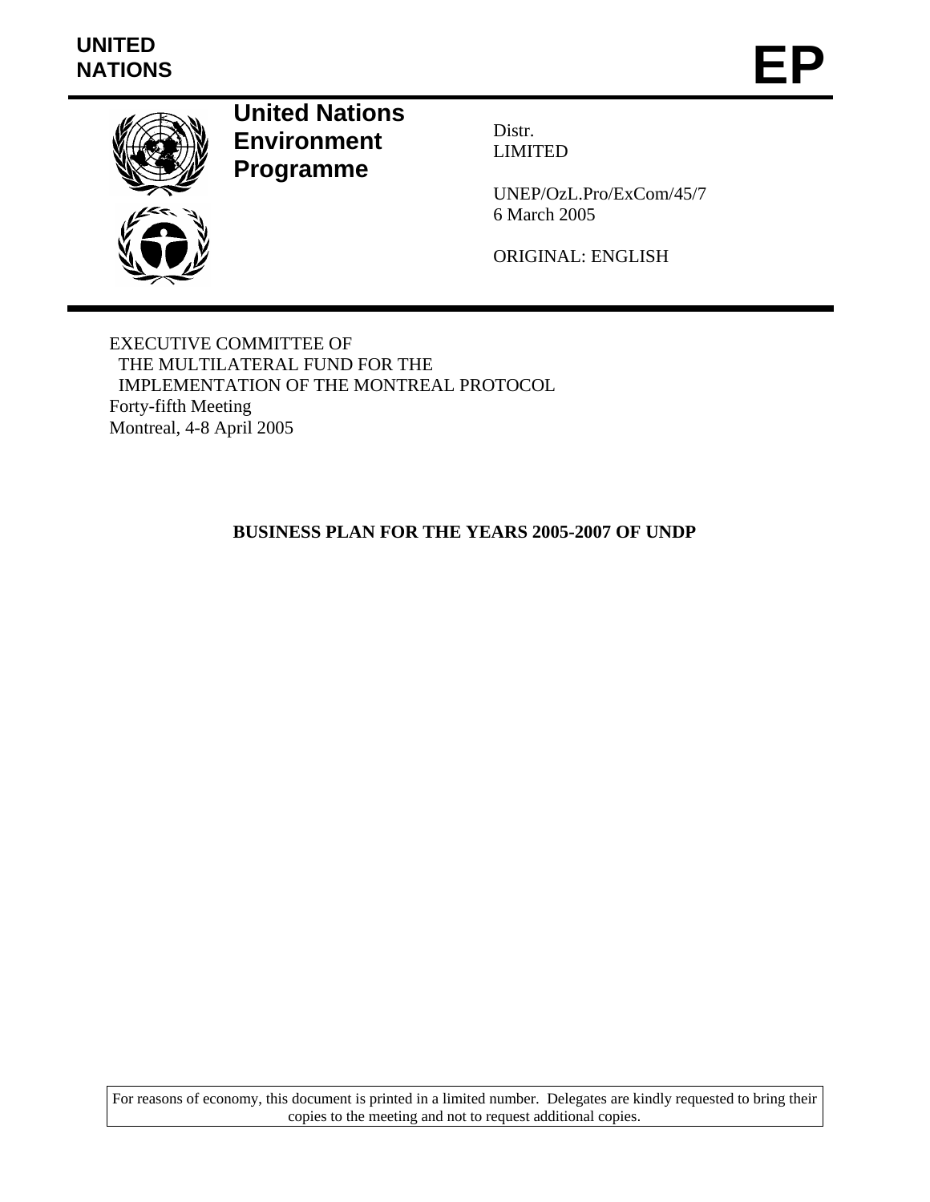UNITED NATIONS

# EP

**United Nations Environment Programme**

Distr.
LIMITED

UNEP/OzL.Pro/ExCom/45/7
6 March 2005

ORIGINAL: ENGLISH

EXECUTIVE COMMITTEE OF
THE MULTILATERAL FUND FOR THE
IMPLEMENTATION OF THE MONTREAL PROTOCOL
Forty-fifth Meeting
Montreal, 4-8 April 2005

## BUSINESS PLAN FOR THE YEARS 2005-2007 OF UNDP

For reasons of economy, this document is printed in a limited number. Delegates are kindly requested to bring their copies to the meeting and not to request additional copies.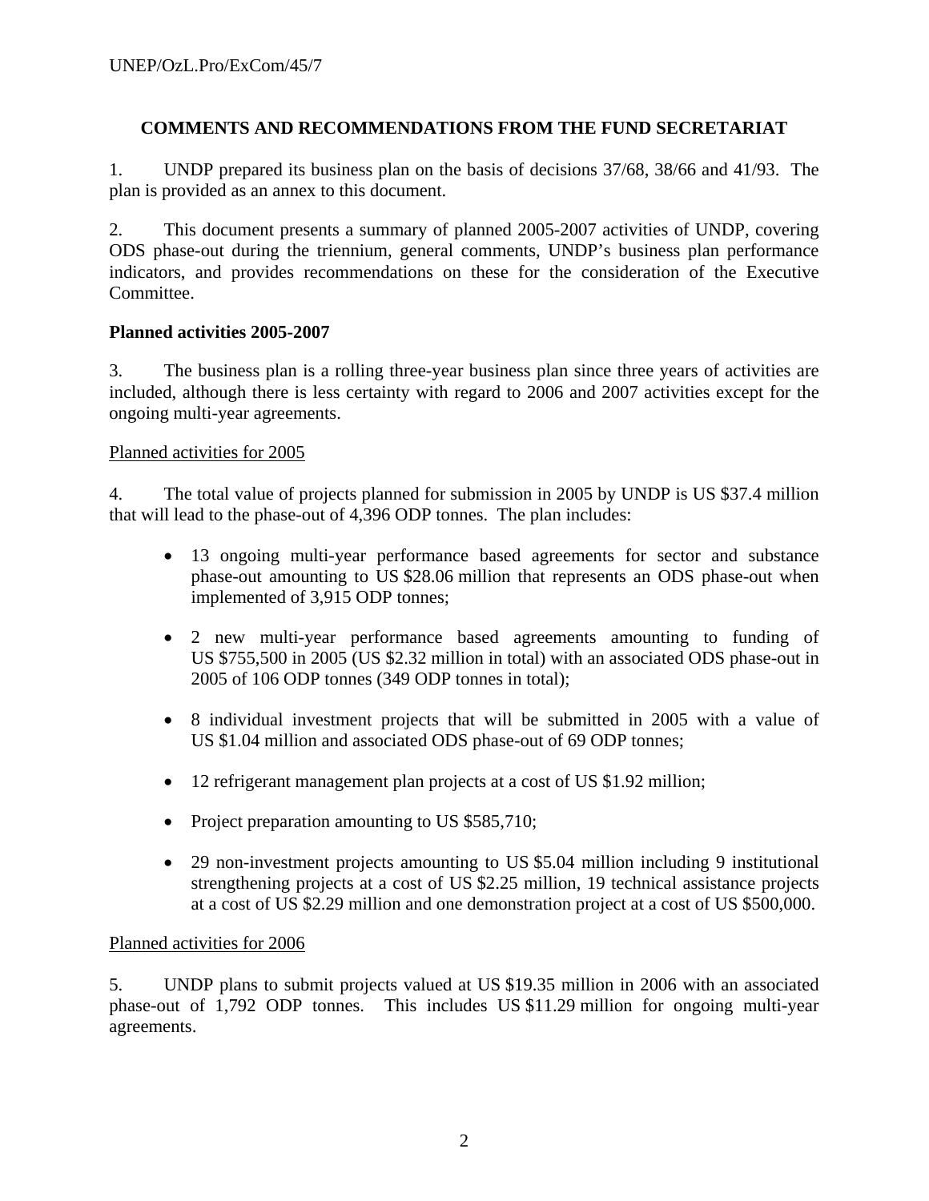## COMMENTS AND RECOMMENDATIONS FROM THE FUND SECRETARIAT

1. UNDP prepared its business plan on the basis of decisions 37/68, 38/66 and 41/93. The plan is provided as an annex to this document.

2. This document presents a summary of planned 2005-2007 activities of UNDP, covering ODS phase-out during the triennium, general comments, UNDP's business plan performance indicators, and provides recommendations on these for the consideration of the Executive Committee.

### Planned activities 2005-2007

3. The business plan is a rolling three-year business plan since three years of activities are included, although there is less certainty with regard to 2006 and 2007 activities except for the ongoing multi-year agreements.

#### Planned activities for 2005

4. The total value of projects planned for submission in 2005 by UNDP is US $37.4 million that will lead to the phase-out of 4,396 ODP tonnes. The plan includes:

- 13 ongoing multi-year performance based agreements for sector and substance phase-out amounting to US $28.06 million that represents an ODS phase-out when implemented of 3,915 ODP tonnes;
- 2 new multi-year performance based agreements amounting to funding of US $755,500 in 2005 (US $2.32 million in total) with an associated ODS phase-out in 2005 of 106 ODP tonnes (349 ODP tonnes in total);
- 8 individual investment projects that will be submitted in 2005 with a value of US $1.04 million and associated ODS phase-out of 69 ODP tonnes;
- 12 refrigerant management plan projects at a cost of US $1.92 million;
- Project preparation amounting to US $585,710;
- 29 non-investment projects amounting to US $5.04 million including 9 institutional strengthening projects at a cost of US $2.25 million, 19 technical assistance projects at a cost of US $2.29 million and one demonstration project at a cost of US $500,000.

#### Planned activities for 2006

5. UNDP plans to submit projects valued at US $19.35 million in 2006 with an associated phase-out of 1,792 ODP tonnes. This includes US $11.29 million for ongoing multi-year agreements.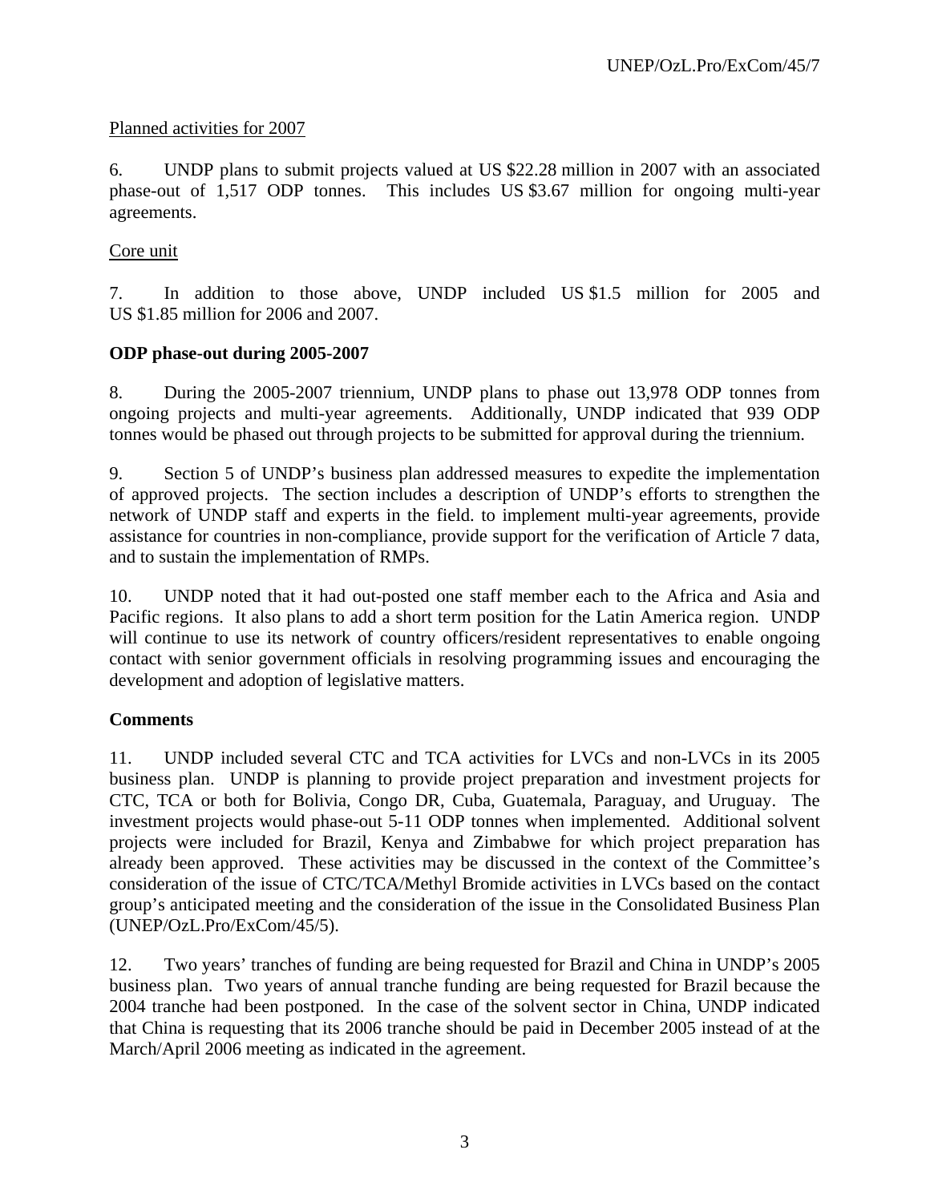Planned activities for 2007

6. UNDP plans to submit projects valued at US $22.28 million in 2007 with an associated phase-out of 1,517 ODP tonnes. This includes US $3.67 million for ongoing multi-year agreements.

Core unit

7. In addition to those above, UNDP included US $1.5 million for 2005 and US $1.85 million for 2006 and 2007.

**ODP phase-out during 2005-2007**

8. During the 2005-2007 triennium, UNDP plans to phase out 13,978 ODP tonnes from ongoing projects and multi-year agreements. Additionally, UNDP indicated that 939 ODP tonnes would be phased out through projects to be submitted for approval during the triennium.

9. Section 5 of UNDP's business plan addressed measures to expedite the implementation of approved projects. The section includes a description of UNDP's efforts to strengthen the network of UNDP staff and experts in the field. to implement multi-year agreements, provide assistance for countries in non-compliance, provide support for the verification of Article 7 data, and to sustain the implementation of RMPs.

10. UNDP noted that it had out-posted one staff member each to the Africa and Asia and Pacific regions. It also plans to add a short term position for the Latin America region. UNDP will continue to use its network of country officers/resident representatives to enable ongoing contact with senior government officials in resolving programming issues and encouraging the development and adoption of legislative matters.

**Comments**

11. UNDP included several CTC and TCA activities for LVCs and non-LVCs in its 2005 business plan. UNDP is planning to provide project preparation and investment projects for CTC, TCA or both for Bolivia, Congo DR, Cuba, Guatemala, Paraguay, and Uruguay. The investment projects would phase-out 5-11 ODP tonnes when implemented. Additional solvent projects were included for Brazil, Kenya and Zimbabwe for which project preparation has already been approved. These activities may be discussed in the context of the Committee's consideration of the issue of CTC/TCA/Methyl Bromide activities in LVCs based on the contact group's anticipated meeting and the consideration of the issue in the Consolidated Business Plan (UNEP/OzL.Pro/ExCom/45/5).

12. Two years' tranches of funding are being requested for Brazil and China in UNDP's 2005 business plan. Two years of annual tranche funding are being requested for Brazil because the 2004 tranche had been postponed. In the case of the solvent sector in China, UNDP indicated that China is requesting that its 2006 tranche should be paid in December 2005 instead of at the March/April 2006 meeting as indicated in the agreement.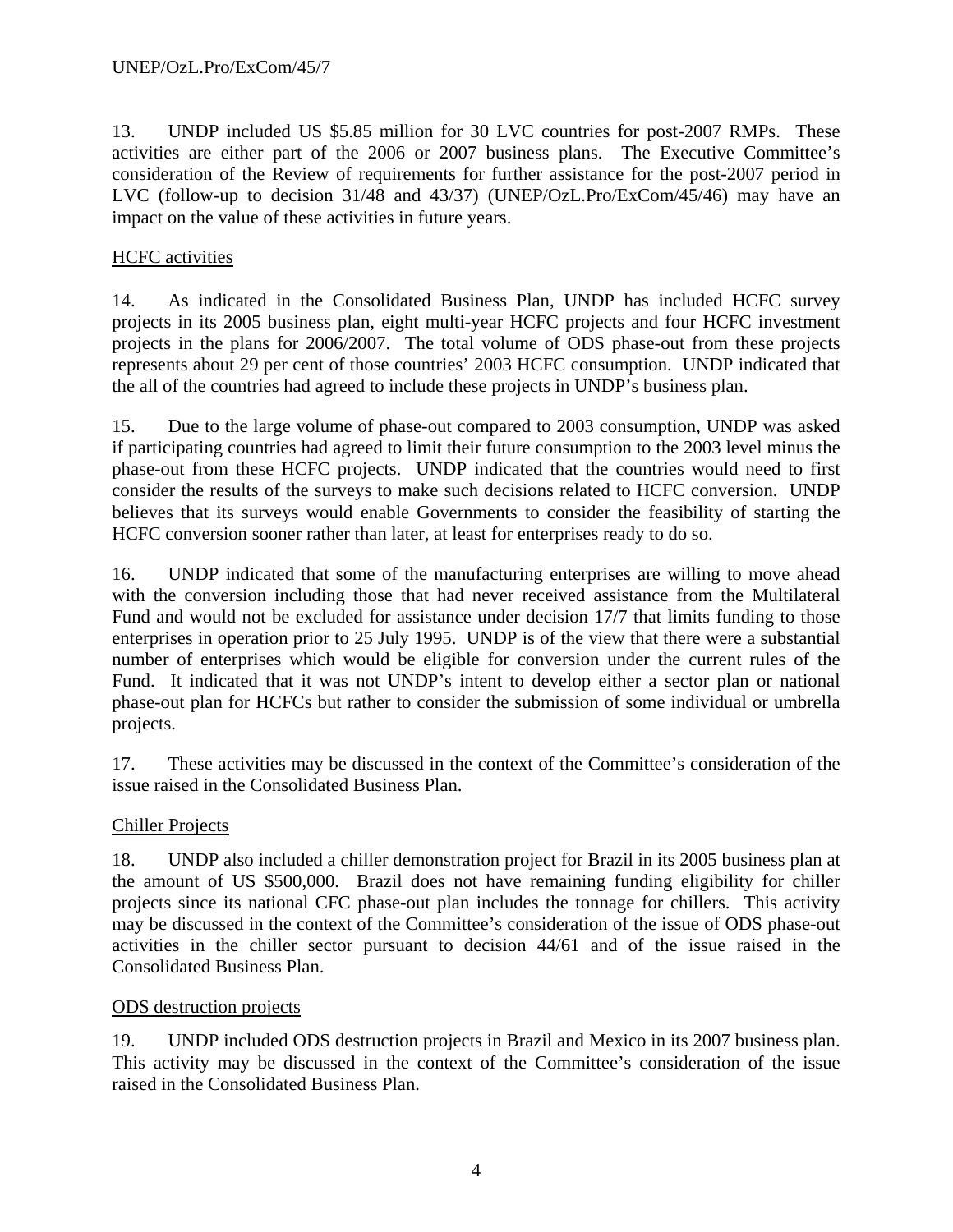13. UNDP included US $5.85 million for 30 LVC countries for post-2007 RMPs. These activities are either part of the 2006 or 2007 business plans. The Executive Committee's consideration of the Review of requirements for further assistance for the post-2007 period in LVC (follow-up to decision 31/48 and 43/37) (UNEP/OzL.Pro/ExCom/45/46) may have an impact on the value of these activities in future years.

<u>HCFC activities</u>

14. As indicated in the Consolidated Business Plan, UNDP has included HCFC survey projects in its 2005 business plan, eight multi-year HCFC projects and four HCFC investment projects in the plans for 2006/2007. The total volume of ODS phase-out from these projects represents about 29 per cent of those countries' 2003 HCFC consumption. UNDP indicated that the all of the countries had agreed to include these projects in UNDP's business plan.

15. Due to the large volume of phase-out compared to 2003 consumption, UNDP was asked if participating countries had agreed to limit their future consumption to the 2003 level minus the phase-out from these HCFC projects. UNDP indicated that the countries would need to first consider the results of the surveys to make such decisions related to HCFC conversion. UNDP believes that its surveys would enable Governments to consider the feasibility of starting the HCFC conversion sooner rather than later, at least for enterprises ready to do so.

16. UNDP indicated that some of the manufacturing enterprises are willing to move ahead with the conversion including those that had never received assistance from the Multilateral Fund and would not be excluded for assistance under decision 17/7 that limits funding to those enterprises in operation prior to 25 July 1995. UNDP is of the view that there were a substantial number of enterprises which would be eligible for conversion under the current rules of the Fund. It indicated that it was not UNDP's intent to develop either a sector plan or national phase-out plan for HCFCs but rather to consider the submission of some individual or umbrella projects.

17. These activities may be discussed in the context of the Committee's consideration of the issue raised in the Consolidated Business Plan.

<u>Chiller Projects</u>

18. UNDP also included a chiller demonstration project for Brazil in its 2005 business plan at the amount of US $500,000. Brazil does not have remaining funding eligibility for chiller projects since its national CFC phase-out plan includes the tonnage for chillers. This activity may be discussed in the context of the Committee's consideration of the issue of ODS phase-out activities in the chiller sector pursuant to decision 44/61 and of the issue raised in the Consolidated Business Plan.

<u>ODS destruction projects</u>

19. UNDP included ODS destruction projects in Brazil and Mexico in its 2007 business plan. This activity may be discussed in the context of the Committee's consideration of the issue raised in the Consolidated Business Plan.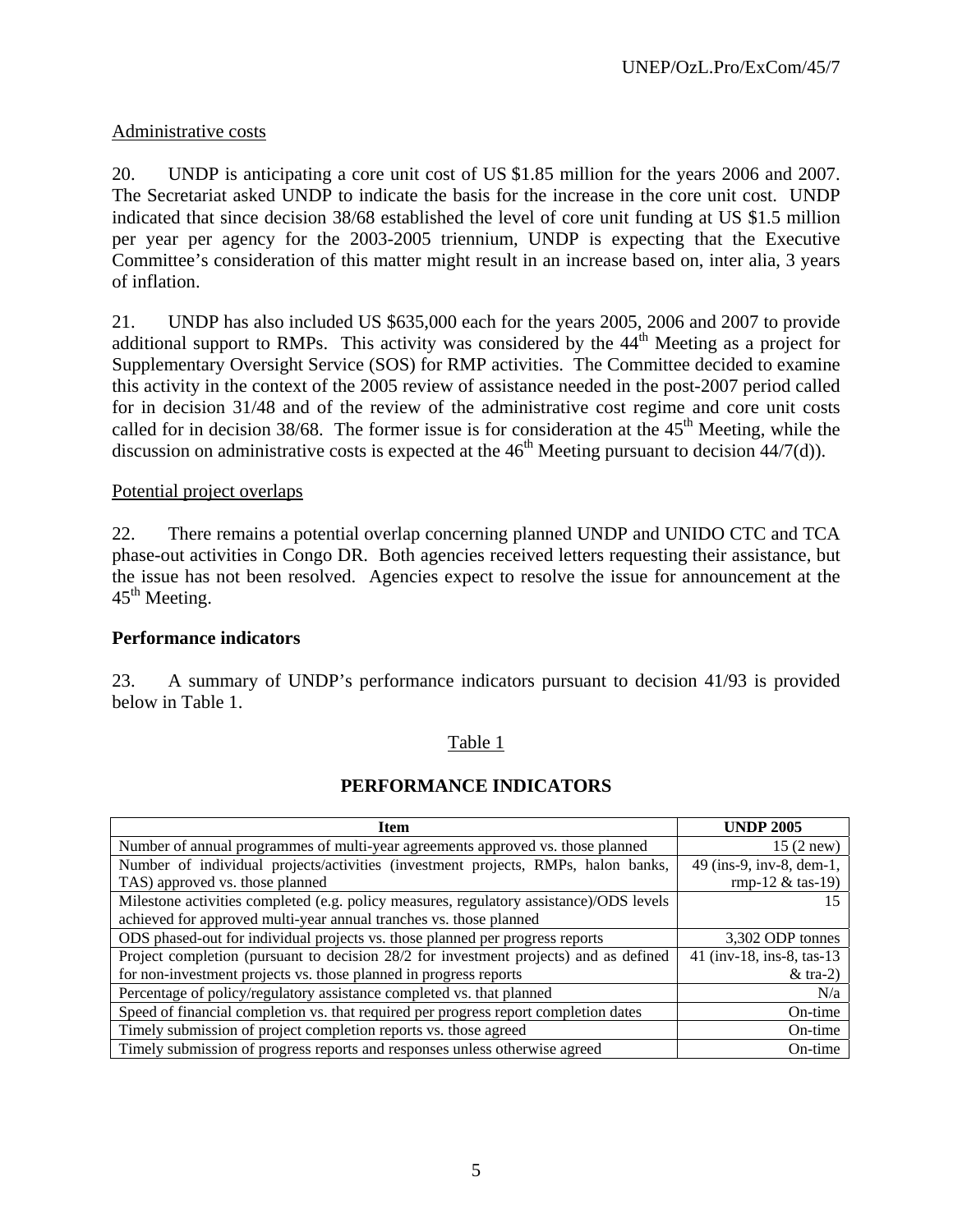Administrative costs

20. UNDP is anticipating a core unit cost of US $1.85 million for the years 2006 and 2007. The Secretariat asked UNDP to indicate the basis for the increase in the core unit cost. UNDP indicated that since decision 38/68 established the level of core unit funding at US $1.5 million per year per agency for the 2003-2005 triennium, UNDP is expecting that the Executive Committee's consideration of this matter might result in an increase based on, inter alia, 3 years of inflation.

21. UNDP has also included US $635,000 each for the years 2005, 2006 and 2007 to provide additional support to RMPs. This activity was considered by the 44th Meeting as a project for Supplementary Oversight Service (SOS) for RMP activities. The Committee decided to examine this activity in the context of the 2005 review of assistance needed in the post-2007 period called for in decision 31/48 and of the review of the administrative cost regime and core unit costs called for in decision 38/68. The former issue is for consideration at the 45th Meeting, while the discussion on administrative costs is expected at the 46th Meeting pursuant to decision 44/7(d)).

Potential project overlaps

22. There remains a potential overlap concerning planned UNDP and UNIDO CTC and TCA phase-out activities in Congo DR. Both agencies received letters requesting their assistance, but the issue has not been resolved. Agencies expect to resolve the issue for announcement at the 45th Meeting.

**Performance indicators**

23. A summary of UNDP's performance indicators pursuant to decision 41/93 is provided below in Table 1.

Table 1

**PERFORMANCE INDICATORS**

| Item | UNDP 2005 |
|---|---|
| Number of annual programmes of multi-year agreements approved vs. those planned | 15 (2 new) |
| Number of individual projects/activities (investment projects, RMPs, halon banks, TAS) approved vs. those planned | 49 (ins-9, inv-8, dem-1, rmp-12 & tas-19) |
| Milestone activities completed (e.g. policy measures, regulatory assistance)/ODS levels achieved for approved multi-year annual tranches vs. those planned | 15 |
| ODS phased-out for individual projects vs. those planned per progress reports | 3,302 ODP tonnes |
| Project completion (pursuant to decision 28/2 for investment projects) and as defined for non-investment projects vs. those planned in progress reports | 41 (inv-18, ins-8, tas-13 & tra-2) |
| Percentage of policy/regulatory assistance completed vs. that planned | N/a |
| Speed of financial completion vs. that required per progress report completion dates | On-time |
| Timely submission of project completion reports vs. those agreed | On-time |
| Timely submission of progress reports and responses unless otherwise agreed | On-time |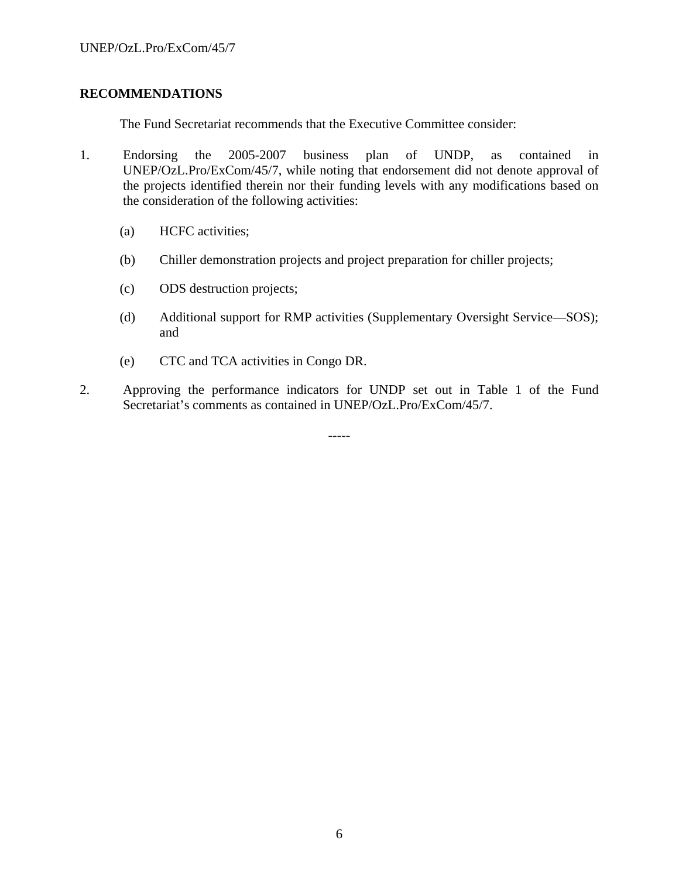## RECOMMENDATIONS

The Fund Secretariat recommends that the Executive Committee consider:

1. Endorsing the 2005-2007 business plan of UNDP, as contained in UNEP/OzL.Pro/ExCom/45/7, while noting that endorsement did not denote approval of the projects identified therein nor their funding levels with any modifications based on the consideration of the following activities:

   (a) HCFC activities;

   (b) Chiller demonstration projects and project preparation for chiller projects;

   (c) ODS destruction projects;

   (d) Additional support for RMP activities (Supplementary Oversight Service—SOS); and

   (e) CTC and TCA activities in Congo DR.

2. Approving the performance indicators for UNDP set out in Table 1 of the Fund Secretariat's comments as contained in UNEP/OzL.Pro/ExCom/45/7.

-----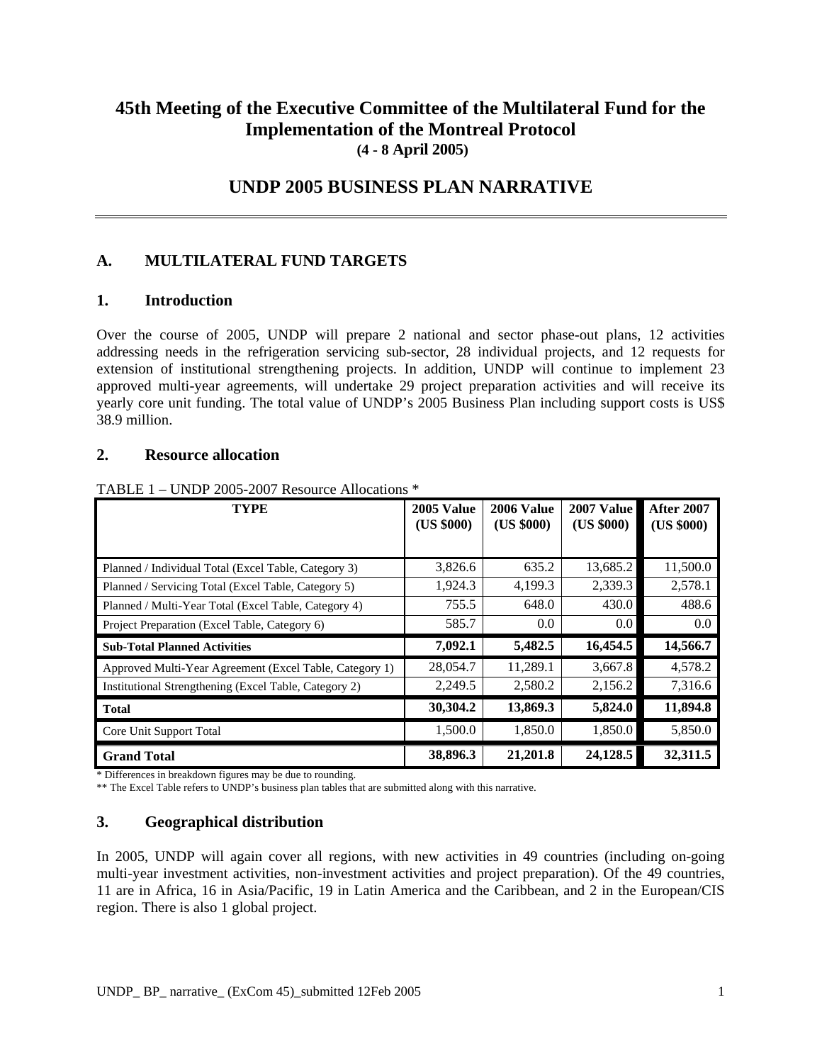# 45th Meeting of the Executive Committee of the Multilateral Fund for the Implementation of the Montreal Protocol

**(4 - 8 April 2005)**

## UNDP 2005 BUSINESS PLAN NARRATIVE

### A. MULTILATERAL FUND TARGETS

### 1. Introduction

Over the course of 2005, UNDP will prepare 2 national and sector phase-out plans, 12 activities addressing needs in the refrigeration servicing sub-sector, 28 individual projects, and 12 requests for extension of institutional strengthening projects. In addition, UNDP will continue to implement 23 approved multi-year agreements, will undertake 29 project preparation activities and will receive its yearly core unit funding. The total value of UNDP's 2005 Business Plan including support costs is US$ 38.9 million.

### 2. Resource allocation

TABLE 1 – UNDP 2005-2007 Resource Allocations *

| TYPE | 2005 Value (US $000) | 2006 Value (US $000) | 2007 Value (US $000) | After 2007 (US $000) |
|---|---|---|---|---|
| Planned / Individual Total (Excel Table, Category 3) | 3,826.6 | 635.2 | 13,685.2 | 11,500.0 |
| Planned / Servicing Total (Excel Table, Category 5) | 1,924.3 | 4,199.3 | 2,339.3 | 2,578.1 |
| Planned / Multi-Year Total (Excel Table, Category 4) | 755.5 | 648.0 | 430.0 | 488.6 |
| Project Preparation (Excel Table, Category 6) | 585.7 | 0.0 | 0.0 | 0.0 |
| **Sub-Total Planned Activities** | **7,092.1** | **5,482.5** | **16,454.5** | **14,566.7** |
| Approved Multi-Year Agreement (Excel Table, Category 1) | 28,054.7 | 11,289.1 | 3,667.8 | 4,578.2 |
| Institutional Strengthening (Excel Table, Category 2) | 2,249.5 | 2,580.2 | 2,156.2 | 7,316.6 |
| **Total** | **30,304.2** | **13,869.3** | **5,824.0** | **11,894.8** |
| Core Unit Support Total | 1,500.0 | 1,850.0 | 1,850.0 | 5,850.0 |
| **Grand Total** | **38,896.3** | **21,201.8** | **24,128.5** | **32,311.5** |

\* Differences in breakdown figures may be due to rounding.

** The Excel Table refers to UNDP's business plan tables that are submitted along with this narrative.

### 3. Geographical distribution

In 2005, UNDP will again cover all regions, with new activities in 49 countries (including on-going multi-year investment activities, non-investment activities and project preparation). Of the 49 countries, 11 are in Africa, 16 in Asia/Pacific, 19 in Latin America and the Caribbean, and 2 in the European/CIS region. There is also 1 global project.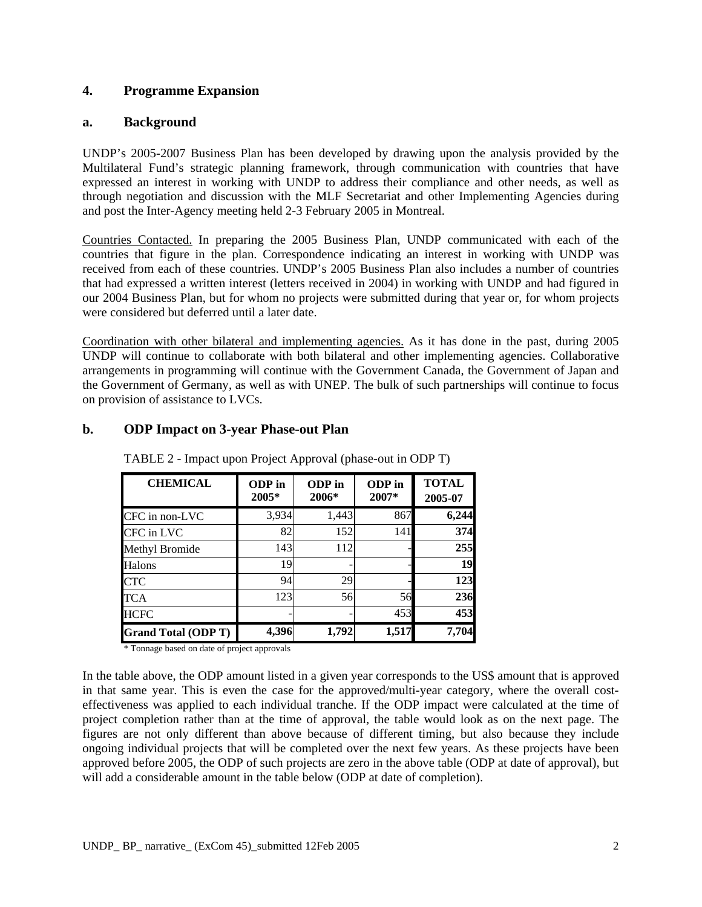## 4. Programme Expansion

### a. Background

UNDP's 2005-2007 Business Plan has been developed by drawing upon the analysis provided by the Multilateral Fund's strategic planning framework, through communication with countries that have expressed an interest in working with UNDP to address their compliance and other needs, as well as through negotiation and discussion with the MLF Secretariat and other Implementing Agencies during and post the Inter-Agency meeting held 2-3 February 2005 in Montreal.

Countries Contacted. In preparing the 2005 Business Plan, UNDP communicated with each of the countries that figure in the plan. Correspondence indicating an interest in working with UNDP was received from each of these countries. UNDP's 2005 Business Plan also includes a number of countries that had expressed a written interest (letters received in 2004) in working with UNDP and had figured in our 2004 Business Plan, but for whom no projects were submitted during that year or, for whom projects were considered but deferred until a later date.

Coordination with other bilateral and implementing agencies. As it has done in the past, during 2005 UNDP will continue to collaborate with both bilateral and other implementing agencies. Collaborative arrangements in programming will continue with the Government Canada, the Government of Japan and the Government of Germany, as well as with UNEP. The bulk of such partnerships will continue to focus on provision of assistance to LVCs.

### b. ODP Impact on 3-year Phase-out Plan

TABLE 2 - Impact upon Project Approval (phase-out in ODP T)

| CHEMICAL | ODP in 2005* | ODP in 2006* | ODP in 2007* | TOTAL 2005-07 |
|---|---|---|---|---|
| CFC in non-LVC | 3,934 | 1,443 | 867 | **6,244** |
| CFC in LVC | 82 | 152 | 141 | **374** |
| Methyl Bromide | 143 | 112 | - | **255** |
| Halons | 19 | - | - | **19** |
| CTC | 94 | 29 | - | **123** |
| TCA | 123 | 56 | 56 | **236** |
| HCFC | - | - | 453 | **453** |
| **Grand Total (ODP T)** | **4,396** | **1,792** | **1,517** | **7,704** |

\* Tonnage based on date of project approvals

In the table above, the ODP amount listed in a given year corresponds to the US$ amount that is approved in that same year. This is even the case for the approved/multi-year category, where the overall cost-effectiveness was applied to each individual tranche. If the ODP impact were calculated at the time of project completion rather than at the time of approval, the table would look as on the next page. The figures are not only different than above because of different timing, but also because they include ongoing individual projects that will be completed over the next few years. As these projects have been approved before 2005, the ODP of such projects are zero in the above table (ODP at date of approval), but will add a considerable amount in the table below (ODP at date of completion).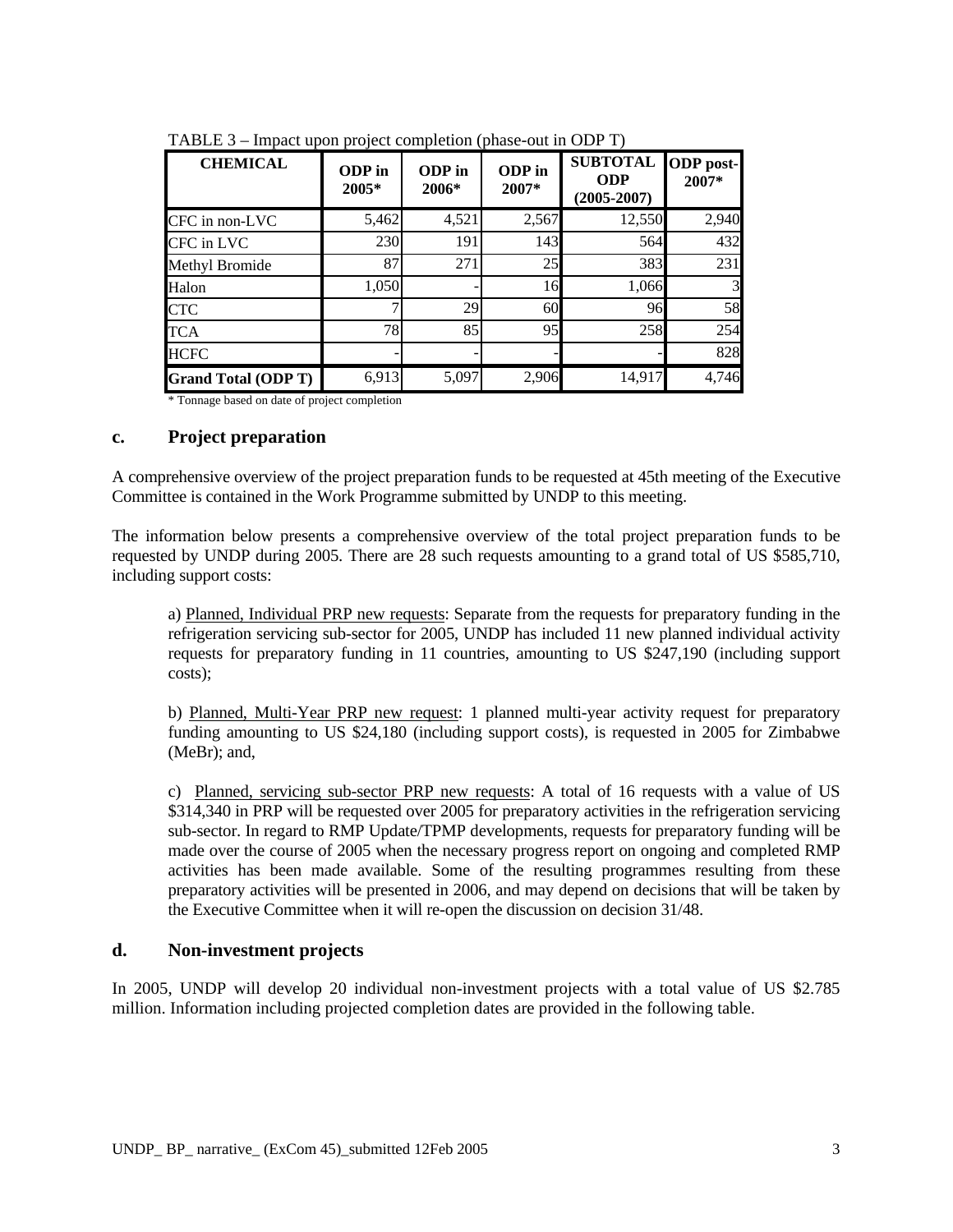TABLE 3 – Impact upon project completion (phase-out in ODP T)

| CHEMICAL | ODP in 2005* | ODP in 2006* | ODP in 2007* | SUBTOTAL ODP (2005-2007) | ODP post-2007* |
|---|---|---|---|---|---|
| CFC in non-LVC | 5,462 | 4,521 | 2,567 | 12,550 | 2,940 |
| CFC in LVC | 230 | 191 | 143 | 564 | 432 |
| Methyl Bromide | 87 | 271 | 25 | 383 | 231 |
| Halon | 1,050 | - | 16 | 1,066 | 3 |
| CTC | 7 | 29 | 60 | 96 | 58 |
| TCA | 78 | 85 | 95 | 258 | 254 |
| HCFC | - | - | - | - | 828 |
| **Grand Total (ODP T)** | 6,913 | 5,097 | 2,906 | 14,917 | 4,746 |

* Tonnage based on date of project completion

## c. Project preparation

A comprehensive overview of the project preparation funds to be requested at 45th meeting of the Executive Committee is contained in the Work Programme submitted by UNDP to this meeting.

The information below presents a comprehensive overview of the total project preparation funds to be requested by UNDP during 2005. There are 28 such requests amounting to a grand total of US $585,710, including support costs:

a) Planned, Individual PRP new requests: Separate from the requests for preparatory funding in the refrigeration servicing sub-sector for 2005, UNDP has included 11 new planned individual activity requests for preparatory funding in 11 countries, amounting to US $247,190 (including support costs);

b) Planned, Multi-Year PRP new request: 1 planned multi-year activity request for preparatory funding amounting to US $24,180 (including support costs), is requested in 2005 for Zimbabwe (MeBr); and,

c) Planned, servicing sub-sector PRP new requests: A total of 16 requests with a value of US $314,340 in PRP will be requested over 2005 for preparatory activities in the refrigeration servicing sub-sector. In regard to RMP Update/TPMP developments, requests for preparatory funding will be made over the course of 2005 when the necessary progress report on ongoing and completed RMP activities has been made available. Some of the resulting programmes resulting from these preparatory activities will be presented in 2006, and may depend on decisions that will be taken by the Executive Committee when it will re-open the discussion on decision 31/48.

## d. Non-investment projects

In 2005, UNDP will develop 20 individual non-investment projects with a total value of US $2.785 million. Information including projected completion dates are provided in the following table.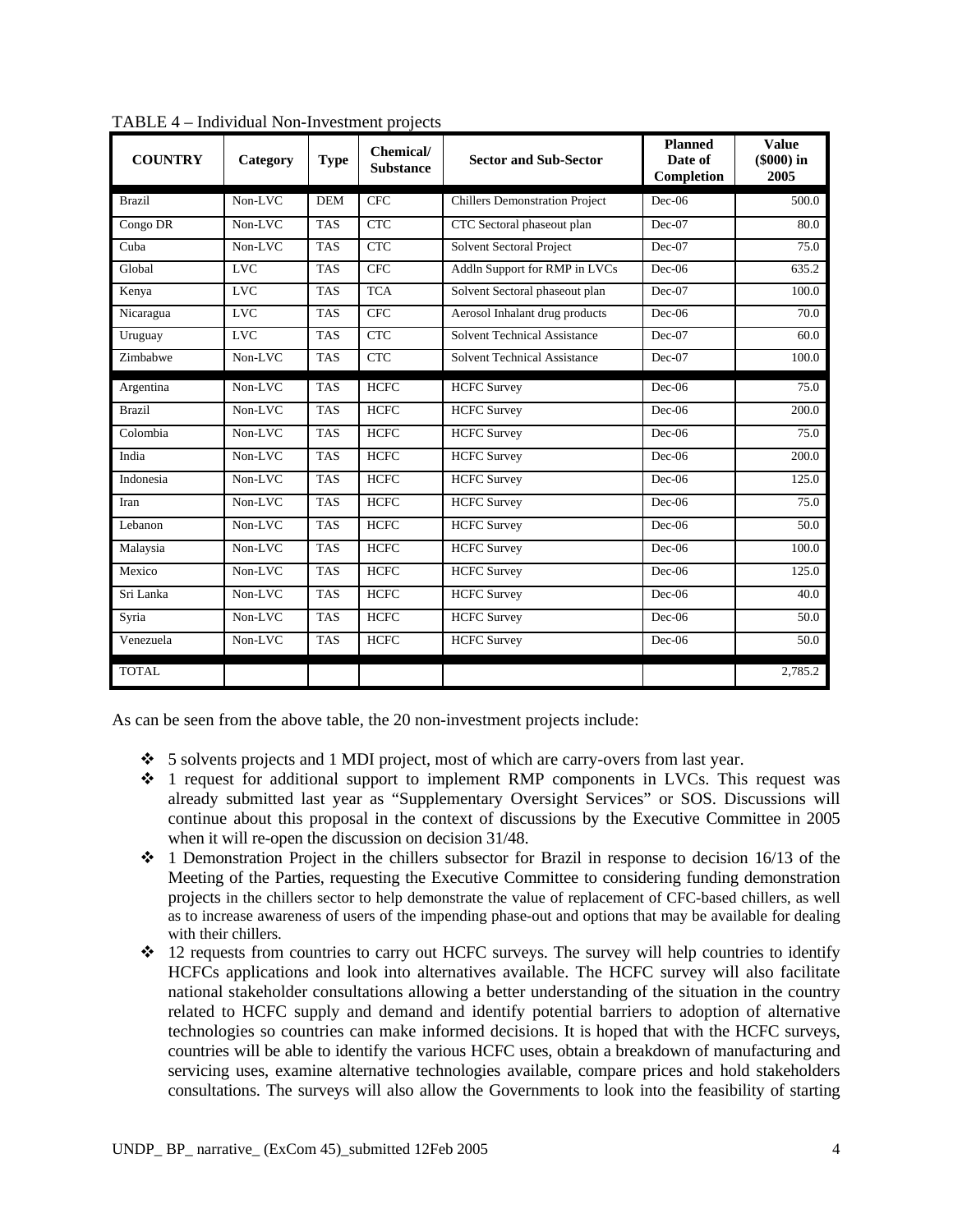TABLE 4 – Individual Non-Investment projects

| COUNTRY | Category | Type | Chemical/ Substance | Sector and Sub-Sector | Planned Date of Completion | Value ($000) in 2005 |
|---|---|---|---|---|---|---|
| Brazil | Non-LVC | DEM | CFC | Chillers Demonstration Project | Dec-06 | 500.0 |
| Congo DR | Non-LVC | TAS | CTC | CTC Sectoral phaseout plan | Dec-07 | 80.0 |
| Cuba | Non-LVC | TAS | CTC | Solvent Sectoral Project | Dec-07 | 75.0 |
| Global | LVC | TAS | CFC | Addln Support for RMP in LVCs | Dec-06 | 635.2 |
| Kenya | LVC | TAS | TCA | Solvent Sectoral phaseout plan | Dec-07 | 100.0 |
| Nicaragua | LVC | TAS | CFC | Aerosol Inhalant drug products | Dec-06 | 70.0 |
| Uruguay | LVC | TAS | CTC | Solvent Technical Assistance | Dec-07 | 60.0 |
| Zimbabwe | Non-LVC | TAS | CTC | Solvent Technical Assistance | Dec-07 | 100.0 |
| Argentina | Non-LVC | TAS | HCFC | HCFC Survey | Dec-06 | 75.0 |
| Brazil | Non-LVC | TAS | HCFC | HCFC Survey | Dec-06 | 200.0 |
| Colombia | Non-LVC | TAS | HCFC | HCFC Survey | Dec-06 | 75.0 |
| India | Non-LVC | TAS | HCFC | HCFC Survey | Dec-06 | 200.0 |
| Indonesia | Non-LVC | TAS | HCFC | HCFC Survey | Dec-06 | 125.0 |
| Iran | Non-LVC | TAS | HCFC | HCFC Survey | Dec-06 | 75.0 |
| Lebanon | Non-LVC | TAS | HCFC | HCFC Survey | Dec-06 | 50.0 |
| Malaysia | Non-LVC | TAS | HCFC | HCFC Survey | Dec-06 | 100.0 |
| Mexico | Non-LVC | TAS | HCFC | HCFC Survey | Dec-06 | 125.0 |
| Sri Lanka | Non-LVC | TAS | HCFC | HCFC Survey | Dec-06 | 40.0 |
| Syria | Non-LVC | TAS | HCFC | HCFC Survey | Dec-06 | 50.0 |
| Venezuela | Non-LVC | TAS | HCFC | HCFC Survey | Dec-06 | 50.0 |
| TOTAL | | | | | | 2,785.2 |

As can be seen from the above table, the 20 non-investment projects include:

- 5 solvents projects and 1 MDI project, most of which are carry-overs from last year.
- 1 request for additional support to implement RMP components in LVCs. This request was already submitted last year as "Supplementary Oversight Services" or SOS. Discussions will continue about this proposal in the context of discussions by the Executive Committee in 2005 when it will re-open the discussion on decision 31/48.
- 1 Demonstration Project in the chillers subsector for Brazil in response to decision 16/13 of the Meeting of the Parties, requesting the Executive Committee to considering funding demonstration projects in the chillers sector to help demonstrate the value of replacement of CFC-based chillers, as well as to increase awareness of users of the impending phase-out and options that may be available for dealing with their chillers.
- 12 requests from countries to carry out HCFC surveys. The survey will help countries to identify HCFCs applications and look into alternatives available. The HCFC survey will also facilitate national stakeholder consultations allowing a better understanding of the situation in the country related to HCFC supply and demand and identify potential barriers to adoption of alternative technologies so countries can make informed decisions. It is hoped that with the HCFC surveys, countries will be able to identify the various HCFC uses, obtain a breakdown of manufacturing and servicing uses, examine alternative technologies available, compare prices and hold stakeholders consultations. The surveys will also allow the Governments to look into the feasibility of starting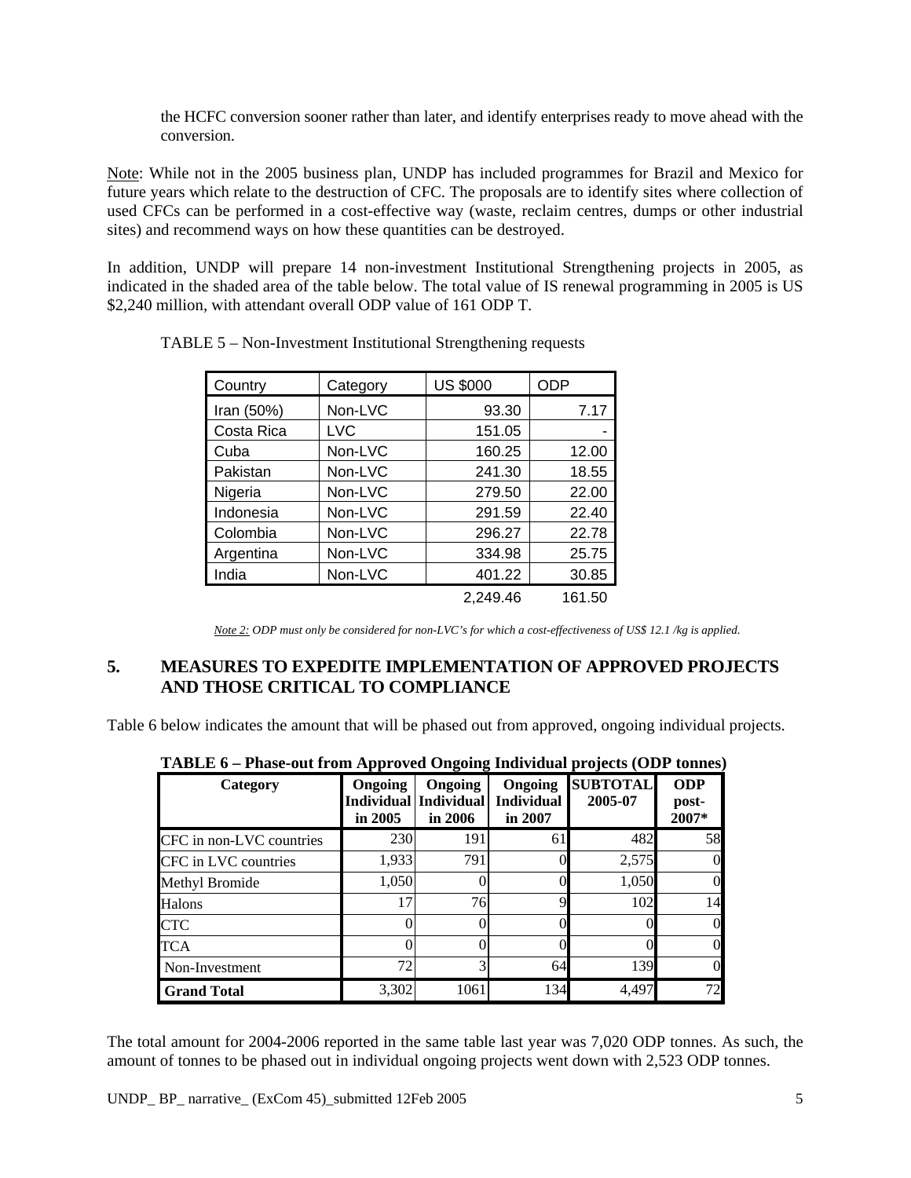the HCFC conversion sooner rather than later, and identify enterprises ready to move ahead with the conversion.

Note: While not in the 2005 business plan, UNDP has included programmes for Brazil and Mexico for future years which relate to the destruction of CFC. The proposals are to identify sites where collection of used CFCs can be performed in a cost-effective way (waste, reclaim centres, dumps or other industrial sites) and recommend ways on how these quantities can be destroyed.

In addition, UNDP will prepare 14 non-investment Institutional Strengthening projects in 2005, as indicated in the shaded area of the table below. The total value of IS renewal programming in 2005 is US $2,240 million, with attendant overall ODP value of 161 ODP T.

TABLE 5 – Non-Investment Institutional Strengthening requests

| Country | Category | US $000 | ODP |
|---|---|---|---|
| Iran (50%) | Non-LVC | 93.30 | 7.17 |
| Costa Rica | LVC | 151.05 | - |
| Cuba | Non-LVC | 160.25 | 12.00 |
| Pakistan | Non-LVC | 241.30 | 18.55 |
| Nigeria | Non-LVC | 279.50 | 22.00 |
| Indonesia | Non-LVC | 291.59 | 22.40 |
| Colombia | Non-LVC | 296.27 | 22.78 |
| Argentina | Non-LVC | 334.98 | 25.75 |
| India | Non-LVC | 401.22 | 30.85 |
| | | 2,249.46 | 161.50 |

*Note 2: ODP must only be considered for non-LVC's for which a cost-effectiveness of US$ 12.1 /kg is applied.*

## 5. MEASURES TO EXPEDITE IMPLEMENTATION OF APPROVED PROJECTS AND THOSE CRITICAL TO COMPLIANCE

Table 6 below indicates the amount that will be phased out from approved, ongoing individual projects.

**TABLE 6 – Phase-out from Approved Ongoing Individual projects (ODP tonnes)**

| Category | Ongoing Individual in 2005 | Ongoing Individual in 2006 | Ongoing Individual in 2007 | SUBTOTAL 2005-07 | ODP post-2007* |
|---|---|---|---|---|---|
| CFC in non-LVC countries | 230 | 191 | 61 | 482 | 58 |
| CFC in LVC countries | 1,933 | 791 | 0 | 2,575 | 0 |
| Methyl Bromide | 1,050 | 0 | 0 | 1,050 | 0 |
| Halons | 17 | 76 | 9 | 102 | 14 |
| CTC | 0 | 0 | 0 | 0 | 0 |
| TCA | 0 | 0 | 0 | 0 | 0 |
| Non-Investment | 72 | 3 | 64 | 139 | 0 |
| **Grand Total** | 3,302 | 1061 | 134 | 4,497 | 72 |

The total amount for 2004-2006 reported in the same table last year was 7,020 ODP tonnes. As such, the amount of tonnes to be phased out in individual ongoing projects went down with 2,523 ODP tonnes.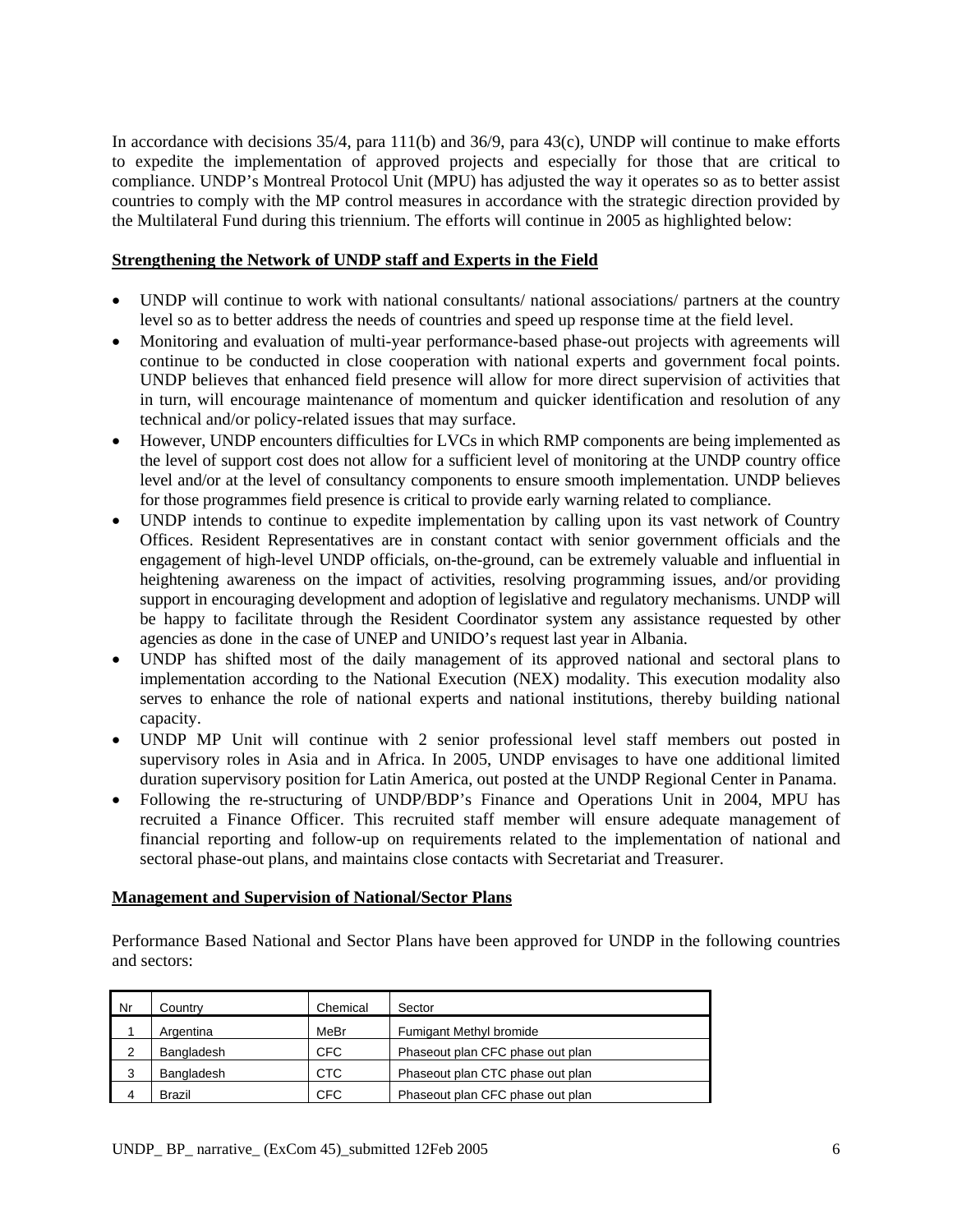In accordance with decisions 35/4, para 111(b) and 36/9, para 43(c), UNDP will continue to make efforts to expedite the implementation of approved projects and especially for those that are critical to compliance. UNDP's Montreal Protocol Unit (MPU) has adjusted the way it operates so as to better assist countries to comply with the MP control measures in accordance with the strategic direction provided by the Multilateral Fund during this triennium. The efforts will continue in 2005 as highlighted below:

**Strengthening the Network of UNDP staff and Experts in the Field**

- UNDP will continue to work with national consultants/ national associations/ partners at the country level so as to better address the needs of countries and speed up response time at the field level.
- Monitoring and evaluation of multi-year performance-based phase-out projects with agreements will continue to be conducted in close cooperation with national experts and government focal points. UNDP believes that enhanced field presence will allow for more direct supervision of activities that in turn, will encourage maintenance of momentum and quicker identification and resolution of any technical and/or policy-related issues that may surface.
- However, UNDP encounters difficulties for LVCs in which RMP components are being implemented as the level of support cost does not allow for a sufficient level of monitoring at the UNDP country office level and/or at the level of consultancy components to ensure smooth implementation. UNDP believes for those programmes field presence is critical to provide early warning related to compliance.
- UNDP intends to continue to expedite implementation by calling upon its vast network of Country Offices. Resident Representatives are in constant contact with senior government officials and the engagement of high-level UNDP officials, on-the-ground, can be extremely valuable and influential in heightening awareness on the impact of activities, resolving programming issues, and/or providing support in encouraging development and adoption of legislative and regulatory mechanisms. UNDP will be happy to facilitate through the Resident Coordinator system any assistance requested by other agencies as done in the case of UNEP and UNIDO's request last year in Albania.
- UNDP has shifted most of the daily management of its approved national and sectoral plans to implementation according to the National Execution (NEX) modality. This execution modality also serves to enhance the role of national experts and national institutions, thereby building national capacity.
- UNDP MP Unit will continue with 2 senior professional level staff members out posted in supervisory roles in Asia and in Africa. In 2005, UNDP envisages to have one additional limited duration supervisory position for Latin America, out posted at the UNDP Regional Center in Panama.
- Following the re-structuring of UNDP/BDP's Finance and Operations Unit in 2004, MPU has recruited a Finance Officer. This recruited staff member will ensure adequate management of financial reporting and follow-up on requirements related to the implementation of national and sectoral phase-out plans, and maintains close contacts with Secretariat and Treasurer.

**Management and Supervision of National/Sector Plans**

Performance Based National and Sector Plans have been approved for UNDP in the following countries and sectors:

| Nr | Country | Chemical | Sector |
|---|---|---|---|
| 1 | Argentina | MeBr | Fumigant Methyl bromide |
| 2 | Bangladesh | CFC | Phaseout plan CFC phase out plan |
| 3 | Bangladesh | CTC | Phaseout plan CTC phase out plan |
| 4 | Brazil | CFC | Phaseout plan CFC phase out plan |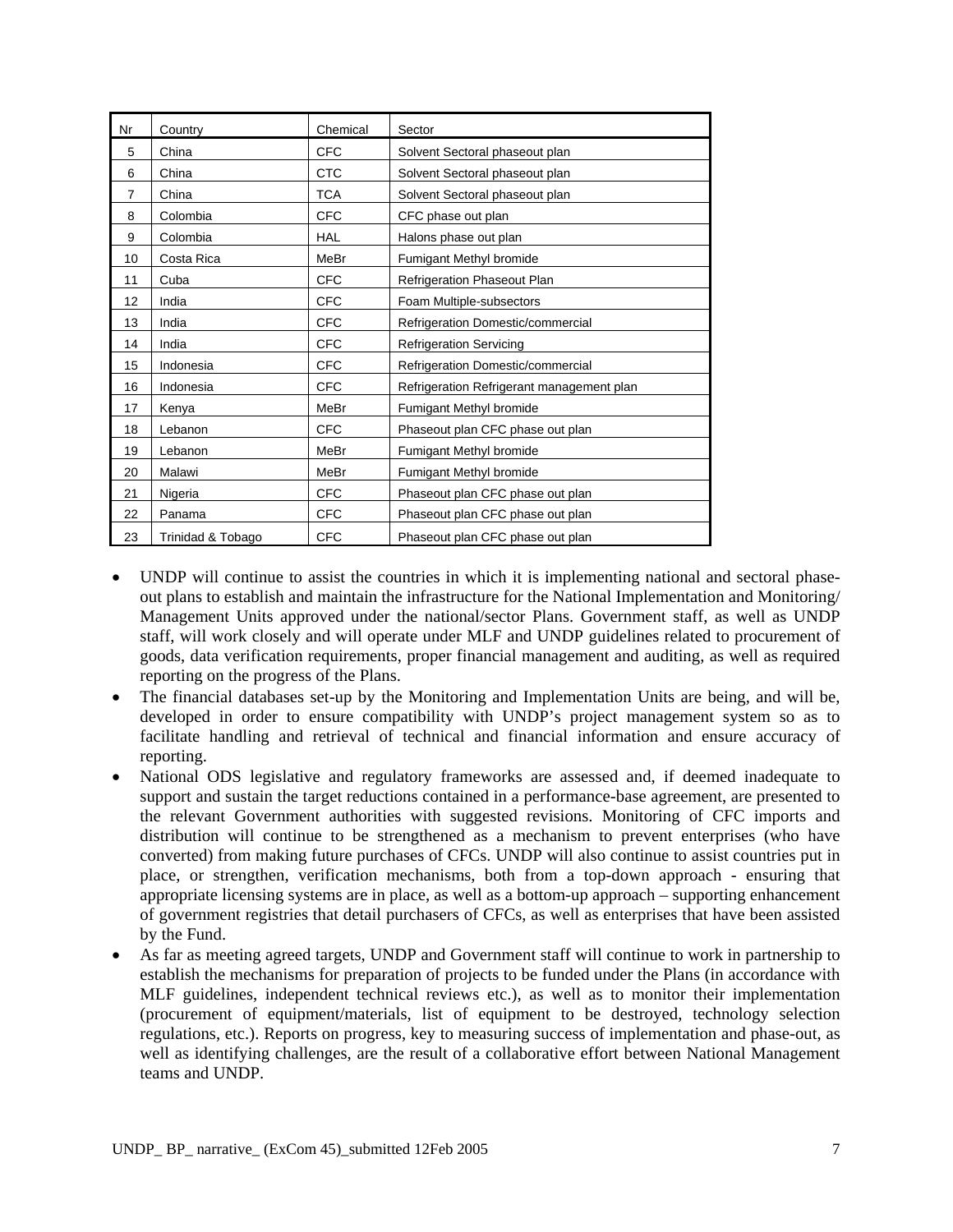| Nr | Country | Chemical | Sector |
|---|---|---|---|
| 5 | China | CFC | Solvent Sectoral phaseout plan |
| 6 | China | CTC | Solvent Sectoral phaseout plan |
| 7 | China | TCA | Solvent Sectoral phaseout plan |
| 8 | Colombia | CFC | CFC phase out plan |
| 9 | Colombia | HAL | Halons phase out plan |
| 10 | Costa Rica | MeBr | Fumigant Methyl bromide |
| 11 | Cuba | CFC | Refrigeration Phaseout Plan |
| 12 | India | CFC | Foam Multiple-subsectors |
| 13 | India | CFC | Refrigeration Domestic/commercial |
| 14 | India | CFC | Refrigeration Servicing |
| 15 | Indonesia | CFC | Refrigeration Domestic/commercial |
| 16 | Indonesia | CFC | Refrigeration Refrigerant management plan |
| 17 | Kenya | MeBr | Fumigant Methyl bromide |
| 18 | Lebanon | CFC | Phaseout plan CFC phase out plan |
| 19 | Lebanon | MeBr | Fumigant Methyl bromide |
| 20 | Malawi | MeBr | Fumigant Methyl bromide |
| 21 | Nigeria | CFC | Phaseout plan CFC phase out plan |
| 22 | Panama | CFC | Phaseout plan CFC phase out plan |
| 23 | Trinidad & Tobago | CFC | Phaseout plan CFC phase out plan |

- UNDP will continue to assist the countries in which it is implementing national and sectoral phase-out plans to establish and maintain the infrastructure for the National Implementation and Monitoring/ Management Units approved under the national/sector Plans. Government staff, as well as UNDP staff, will work closely and will operate under MLF and UNDP guidelines related to procurement of goods, data verification requirements, proper financial management and auditing, as well as required reporting on the progress of the Plans.
- The financial databases set-up by the Monitoring and Implementation Units are being, and will be, developed in order to ensure compatibility with UNDP's project management system so as to facilitate handling and retrieval of technical and financial information and ensure accuracy of reporting.
- National ODS legislative and regulatory frameworks are assessed and, if deemed inadequate to support and sustain the target reductions contained in a performance-base agreement, are presented to the relevant Government authorities with suggested revisions. Monitoring of CFC imports and distribution will continue to be strengthened as a mechanism to prevent enterprises (who have converted) from making future purchases of CFCs. UNDP will also continue to assist countries put in place, or strengthen, verification mechanisms, both from a top-down approach - ensuring that appropriate licensing systems are in place, as well as a bottom-up approach – supporting enhancement of government registries that detail purchasers of CFCs, as well as enterprises that have been assisted by the Fund.
- As far as meeting agreed targets, UNDP and Government staff will continue to work in partnership to establish the mechanisms for preparation of projects to be funded under the Plans (in accordance with MLF guidelines, independent technical reviews etc.), as well as to monitor their implementation (procurement of equipment/materials, list of equipment to be destroyed, technology selection regulations, etc.). Reports on progress, key to measuring success of implementation and phase-out, as well as identifying challenges, are the result of a collaborative effort between National Management teams and UNDP.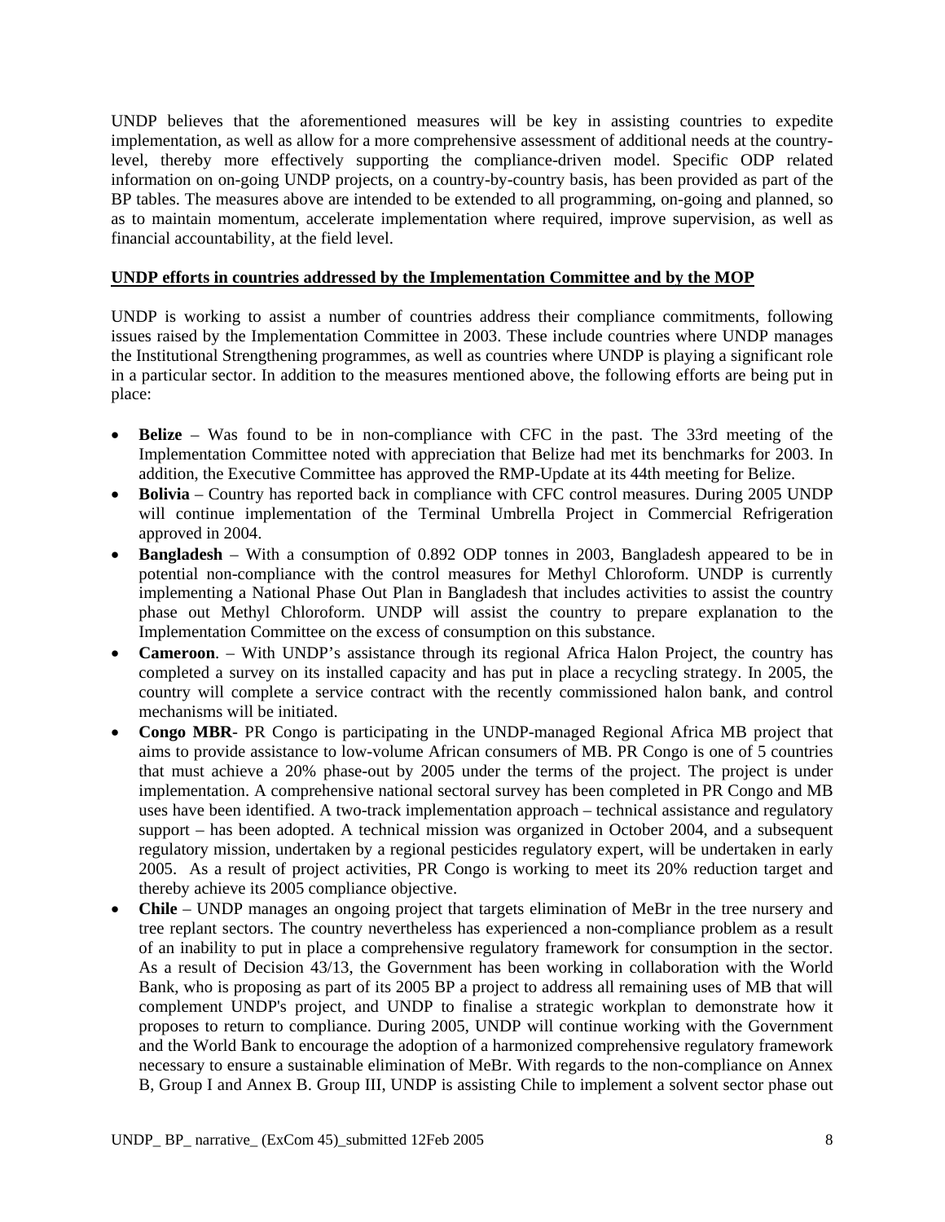UNDP believes that the aforementioned measures will be key in assisting countries to expedite implementation, as well as allow for a more comprehensive assessment of additional needs at the country-level, thereby more effectively supporting the compliance-driven model. Specific ODP related information on on-going UNDP projects, on a country-by-country basis, has been provided as part of the BP tables. The measures above are intended to be extended to all programming, on-going and planned, so as to maintain momentum, accelerate implementation where required, improve supervision, as well as financial accountability, at the field level.

**UNDP efforts in countries addressed by the Implementation Committee and by the MOP**

UNDP is working to assist a number of countries address their compliance commitments, following issues raised by the Implementation Committee in 2003. These include countries where UNDP manages the Institutional Strengthening programmes, as well as countries where UNDP is playing a significant role in a particular sector. In addition to the measures mentioned above, the following efforts are being put in place:

- **Belize** – Was found to be in non-compliance with CFC in the past. The 33rd meeting of the Implementation Committee noted with appreciation that Belize had met its benchmarks for 2003. In addition, the Executive Committee has approved the RMP-Update at its 44th meeting for Belize.
- **Bolivia** – Country has reported back in compliance with CFC control measures. During 2005 UNDP will continue implementation of the Terminal Umbrella Project in Commercial Refrigeration approved in 2004.
- **Bangladesh** – With a consumption of 0.892 ODP tonnes in 2003, Bangladesh appeared to be in potential non-compliance with the control measures for Methyl Chloroform. UNDP is currently implementing a National Phase Out Plan in Bangladesh that includes activities to assist the country phase out Methyl Chloroform. UNDP will assist the country to prepare explanation to the Implementation Committee on the excess of consumption on this substance.
- **Cameroon**. – With UNDP's assistance through its regional Africa Halon Project, the country has completed a survey on its installed capacity and has put in place a recycling strategy. In 2005, the country will complete a service contract with the recently commissioned halon bank, and control mechanisms will be initiated.
- **Congo MBR**- PR Congo is participating in the UNDP-managed Regional Africa MB project that aims to provide assistance to low-volume African consumers of MB. PR Congo is one of 5 countries that must achieve a 20% phase-out by 2005 under the terms of the project. The project is under implementation. A comprehensive national sectoral survey has been completed in PR Congo and MB uses have been identified. A two-track implementation approach – technical assistance and regulatory support – has been adopted. A technical mission was organized in October 2004, and a subsequent regulatory mission, undertaken by a regional pesticides regulatory expert, will be undertaken in early 2005. As a result of project activities, PR Congo is working to meet its 20% reduction target and thereby achieve its 2005 compliance objective.
- **Chile** – UNDP manages an ongoing project that targets elimination of MeBr in the tree nursery and tree replant sectors. The country nevertheless has experienced a non-compliance problem as a result of an inability to put in place a comprehensive regulatory framework for consumption in the sector. As a result of Decision 43/13, the Government has been working in collaboration with the World Bank, who is proposing as part of its 2005 BP a project to address all remaining uses of MB that will complement UNDP's project, and UNDP to finalise a strategic workplan to demonstrate how it proposes to return to compliance. During 2005, UNDP will continue working with the Government and the World Bank to encourage the adoption of a harmonized comprehensive regulatory framework necessary to ensure a sustainable elimination of MeBr. With regards to the non-compliance on Annex B, Group I and Annex B. Group III, UNDP is assisting Chile to implement a solvent sector phase out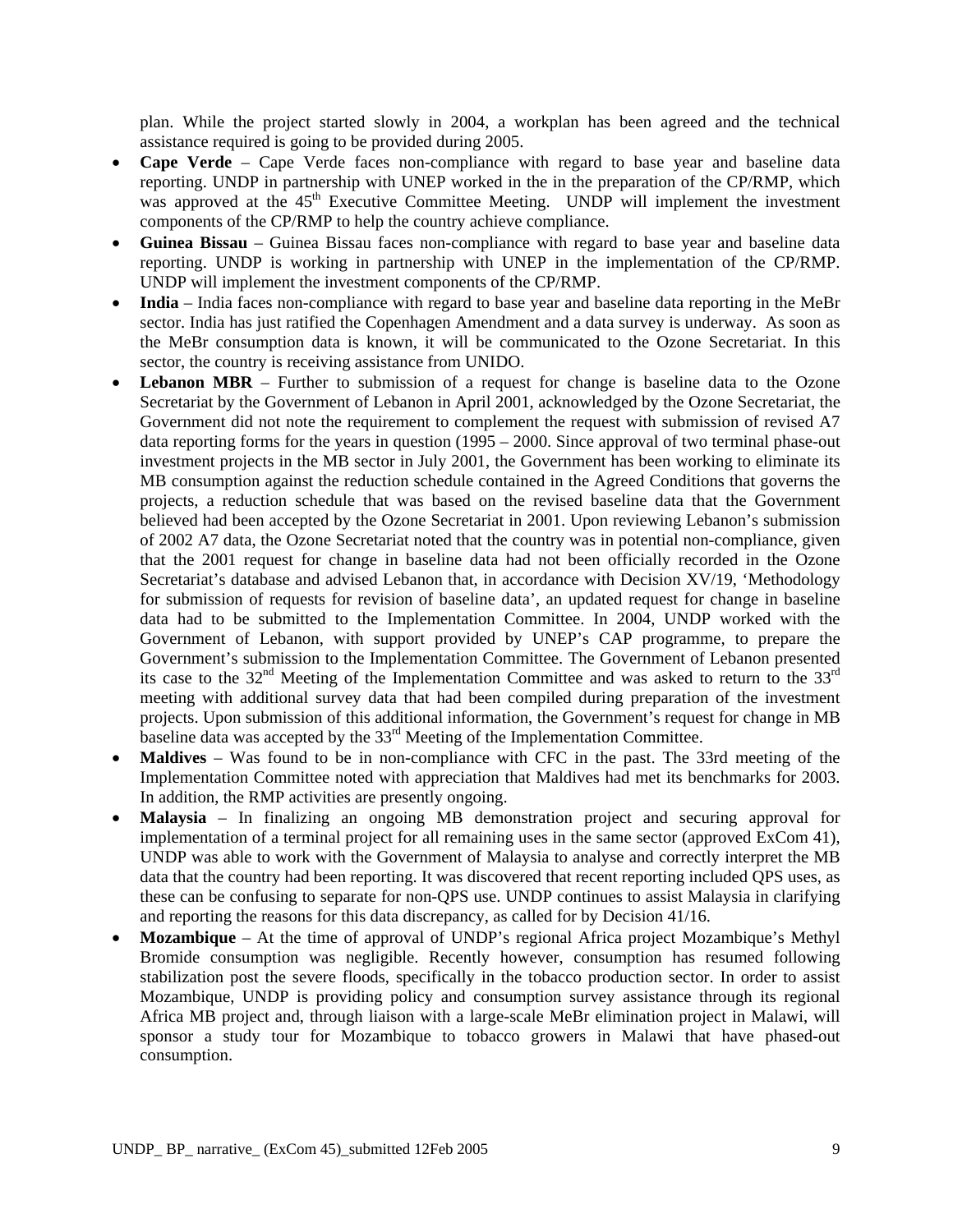plan. While the project started slowly in 2004, a workplan has been agreed and the technical assistance required is going to be provided during 2005.

- **Cape Verde** – Cape Verde faces non-compliance with regard to base year and baseline data reporting. UNDP in partnership with UNEP worked in the in the preparation of the CP/RMP, which was approved at the 45th Executive Committee Meeting. UNDP will implement the investment components of the CP/RMP to help the country achieve compliance.
- **Guinea Bissau** – Guinea Bissau faces non-compliance with regard to base year and baseline data reporting. UNDP is working in partnership with UNEP in the implementation of the CP/RMP. UNDP will implement the investment components of the CP/RMP.
- **India** – India faces non-compliance with regard to base year and baseline data reporting in the MeBr sector. India has just ratified the Copenhagen Amendment and a data survey is underway. As soon as the MeBr consumption data is known, it will be communicated to the Ozone Secretariat. In this sector, the country is receiving assistance from UNIDO.
- **Lebanon MBR** – Further to submission of a request for change is baseline data to the Ozone Secretariat by the Government of Lebanon in April 2001, acknowledged by the Ozone Secretariat, the Government did not note the requirement to complement the request with submission of revised A7 data reporting forms for the years in question (1995 – 2000. Since approval of two terminal phase-out investment projects in the MB sector in July 2001, the Government has been working to eliminate its MB consumption against the reduction schedule contained in the Agreed Conditions that governs the projects, a reduction schedule that was based on the revised baseline data that the Government believed had been accepted by the Ozone Secretariat in 2001. Upon reviewing Lebanon's submission of 2002 A7 data, the Ozone Secretariat noted that the country was in potential non-compliance, given that the 2001 request for change in baseline data had not been officially recorded in the Ozone Secretariat's database and advised Lebanon that, in accordance with Decision XV/19, 'Methodology for submission of requests for revision of baseline data', an updated request for change in baseline data had to be submitted to the Implementation Committee. In 2004, UNDP worked with the Government of Lebanon, with support provided by UNEP's CAP programme, to prepare the Government's submission to the Implementation Committee. The Government of Lebanon presented its case to the 32nd Meeting of the Implementation Committee and was asked to return to the 33rd meeting with additional survey data that had been compiled during preparation of the investment projects. Upon submission of this additional information, the Government's request for change in MB baseline data was accepted by the 33rd Meeting of the Implementation Committee.
- **Maldives** – Was found to be in non-compliance with CFC in the past. The 33rd meeting of the Implementation Committee noted with appreciation that Maldives had met its benchmarks for 2003. In addition, the RMP activities are presently ongoing.
- **Malaysia** – In finalizing an ongoing MB demonstration project and securing approval for implementation of a terminal project for all remaining uses in the same sector (approved ExCom 41), UNDP was able to work with the Government of Malaysia to analyse and correctly interpret the MB data that the country had been reporting. It was discovered that recent reporting included QPS uses, as these can be confusing to separate for non-QPS use. UNDP continues to assist Malaysia in clarifying and reporting the reasons for this data discrepancy, as called for by Decision 41/16.
- **Mozambique** – At the time of approval of UNDP's regional Africa project Mozambique's Methyl Bromide consumption was negligible. Recently however, consumption has resumed following stabilization post the severe floods, specifically in the tobacco production sector. In order to assist Mozambique, UNDP is providing policy and consumption survey assistance through its regional Africa MB project and, through liaison with a large-scale MeBr elimination project in Malawi, will sponsor a study tour for Mozambique to tobacco growers in Malawi that have phased-out consumption.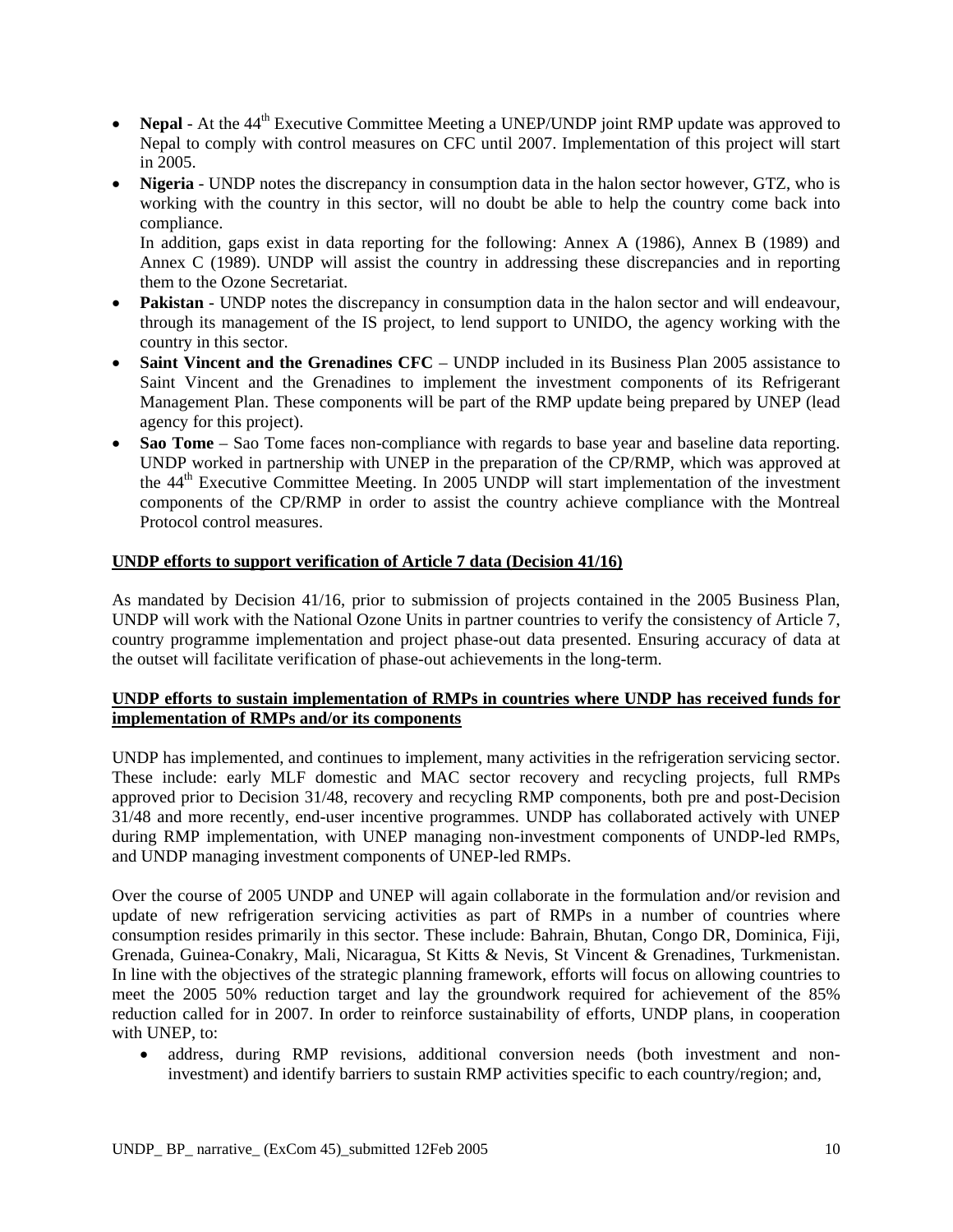- **Nepal** - At the 44th Executive Committee Meeting a UNEP/UNDP joint RMP update was approved to Nepal to comply with control measures on CFC until 2007. Implementation of this project will start in 2005.
- **Nigeria** - UNDP notes the discrepancy in consumption data in the halon sector however, GTZ, who is working with the country in this sector, will no doubt be able to help the country come back into compliance.
  In addition, gaps exist in data reporting for the following: Annex A (1986), Annex B (1989) and Annex C (1989). UNDP will assist the country in addressing these discrepancies and in reporting them to the Ozone Secretariat.
- **Pakistan** - UNDP notes the discrepancy in consumption data in the halon sector and will endeavour, through its management of the IS project, to lend support to UNIDO, the agency working with the country in this sector.
- **Saint Vincent and the Grenadines CFC** – UNDP included in its Business Plan 2005 assistance to Saint Vincent and the Grenadines to implement the investment components of its Refrigerant Management Plan. These components will be part of the RMP update being prepared by UNEP (lead agency for this project).
- **Sao Tome** – Sao Tome faces non-compliance with regards to base year and baseline data reporting. UNDP worked in partnership with UNEP in the preparation of the CP/RMP, which was approved at the 44th Executive Committee Meeting. In 2005 UNDP will start implementation of the investment components of the CP/RMP in order to assist the country achieve compliance with the Montreal Protocol control measures.

**UNDP efforts to support verification of Article 7 data (Decision 41/16)**

As mandated by Decision 41/16, prior to submission of projects contained in the 2005 Business Plan, UNDP will work with the National Ozone Units in partner countries to verify the consistency of Article 7, country programme implementation and project phase-out data presented. Ensuring accuracy of data at the outset will facilitate verification of phase-out achievements in the long-term.

**UNDP efforts to sustain implementation of RMPs in countries where UNDP has received funds for implementation of RMPs and/or its components**

UNDP has implemented, and continues to implement, many activities in the refrigeration servicing sector. These include: early MLF domestic and MAC sector recovery and recycling projects, full RMPs approved prior to Decision 31/48, recovery and recycling RMP components, both pre and post-Decision 31/48 and more recently, end-user incentive programmes. UNDP has collaborated actively with UNEP during RMP implementation, with UNEP managing non-investment components of UNDP-led RMPs, and UNDP managing investment components of UNEP-led RMPs.

Over the course of 2005 UNDP and UNEP will again collaborate in the formulation and/or revision and update of new refrigeration servicing activities as part of RMPs in a number of countries where consumption resides primarily in this sector. These include: Bahrain, Bhutan, Congo DR, Dominica, Fiji, Grenada, Guinea-Conakry, Mali, Nicaragua, St Kitts & Nevis, St Vincent & Grenadines, Turkmenistan. In line with the objectives of the strategic planning framework, efforts will focus on allowing countries to meet the 2005 50% reduction target and lay the groundwork required for achievement of the 85% reduction called for in 2007. In order to reinforce sustainability of efforts, UNDP plans, in cooperation with UNEP, to:

- address, during RMP revisions, additional conversion needs (both investment and non-investment) and identify barriers to sustain RMP activities specific to each country/region; and,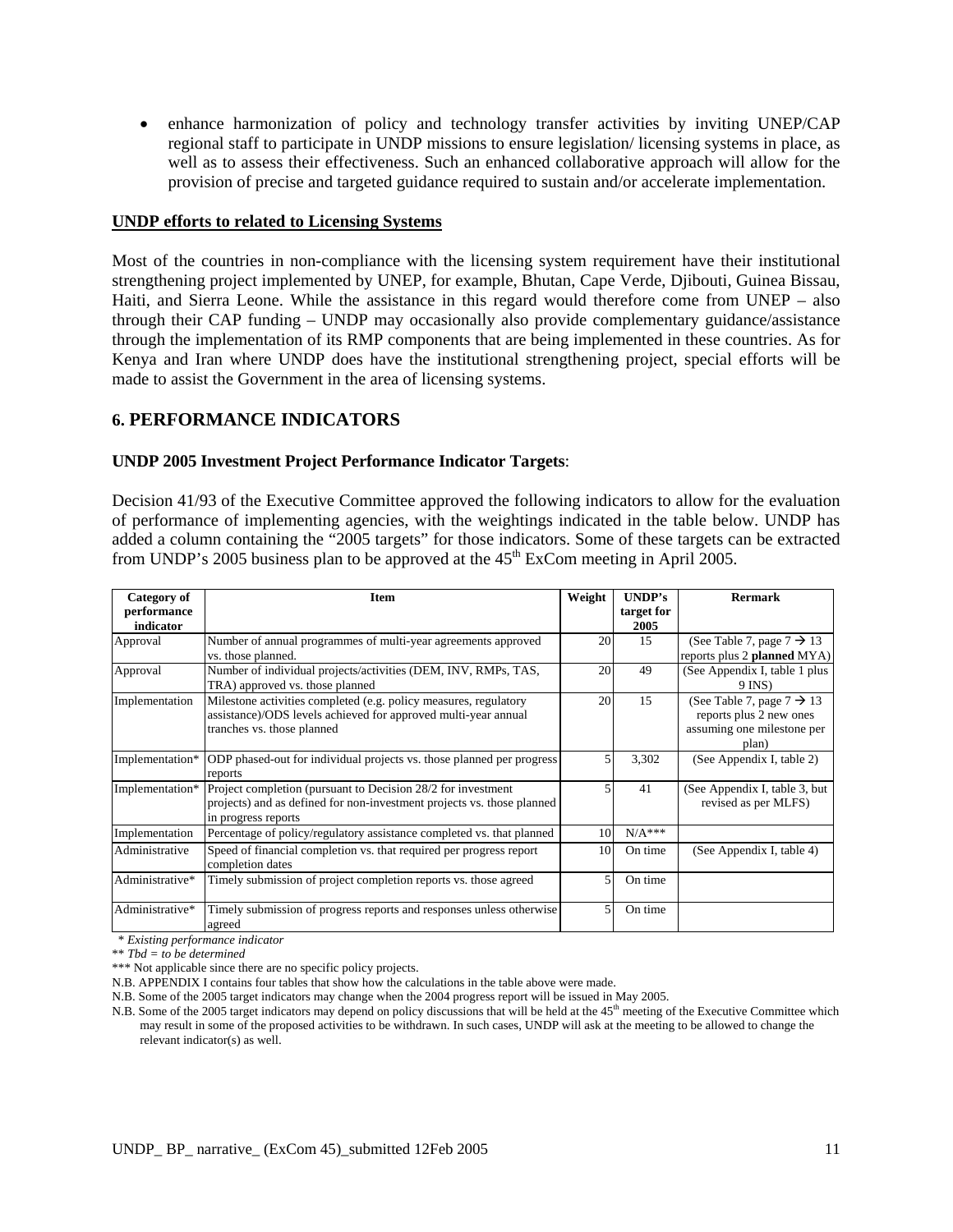- enhance harmonization of policy and technology transfer activities by inviting UNEP/CAP regional staff to participate in UNDP missions to ensure legislation/ licensing systems in place, as well as to assess their effectiveness. Such an enhanced collaborative approach will allow for the provision of precise and targeted guidance required to sustain and/or accelerate implementation.

**<u>UNDP efforts to related to Licensing Systems</u>**

Most of the countries in non-compliance with the licensing system requirement have their institutional strengthening project implemented by UNEP, for example, Bhutan, Cape Verde, Djibouti, Guinea Bissau, Haiti, and Sierra Leone. While the assistance in this regard would therefore come from UNEP – also through their CAP funding – UNDP may occasionally also provide complementary guidance/assistance through the implementation of its RMP components that are being implemented in these countries. As for Kenya and Iran where UNDP does have the institutional strengthening project, special efforts will be made to assist the Government in the area of licensing systems.

## 6. PERFORMANCE INDICATORS

**UNDP 2005 Investment Project Performance Indicator Targets**:

Decision 41/93 of the Executive Committee approved the following indicators to allow for the evaluation of performance of implementing agencies, with the weightings indicated in the table below. UNDP has added a column containing the "2005 targets" for those indicators. Some of these targets can be extracted from UNDP's 2005 business plan to be approved at the 45th ExCom meeting in April 2005.

| Category of performance indicator | Item | Weight | UNDP's target for 2005 | Rermark |
|---|---|---|---|---|
| Approval | Number of annual programmes of multi-year agreements approved vs. those planned. | 20 | 15 | (See Table 7, page 7 → 13 reports plus 2 **planned** MYA) |
| Approval | Number of individual projects/activities (DEM, INV, RMPs, TAS, TRA) approved vs. those planned | 20 | 49 | (See Appendix I, table 1 plus 9 INS) |
| Implementation | Milestone activities completed (e.g. policy measures, regulatory assistance)/ODS levels achieved for approved multi-year annual tranches vs. those planned | 20 | 15 | (See Table 7, page 7 → 13 reports plus 2 new ones assuming one milestone per plan) |
| Implementation* | ODP phased-out for individual projects vs. those planned per progress reports | 5 | 3,302 | (See Appendix I, table 2) |
| Implementation* | Project completion (pursuant to Decision 28/2 for investment projects) and as defined for non-investment projects vs. those planned in progress reports | 5 | 41 | (See Appendix I, table 3, but revised as per MLFS) |
| Implementation | Percentage of policy/regulatory assistance completed vs. that planned | 10 | N/A*** | |
| Administrative | Speed of financial completion vs. that required per progress report completion dates | 10 | On time | (See Appendix I, table 4) |
| Administrative* | Timely submission of project completion reports vs. those agreed | 5 | On time | |
| Administrative* | Timely submission of progress reports and responses unless otherwise agreed | 5 | On time | |

*\* Existing performance indicator*

*\*\* Tbd = to be determined*

\*\*\* Not applicable since there are no specific policy projects.

N.B. APPENDIX I contains four tables that show how the calculations in the table above were made.

N.B. Some of the 2005 target indicators may change when the 2004 progress report will be issued in May 2005.

N.B. Some of the 2005 target indicators may depend on policy discussions that will be held at the 45th meeting of the Executive Committee which may result in some of the proposed activities to be withdrawn. In such cases, UNDP will ask at the meeting to be allowed to change the relevant indicator(s) as well.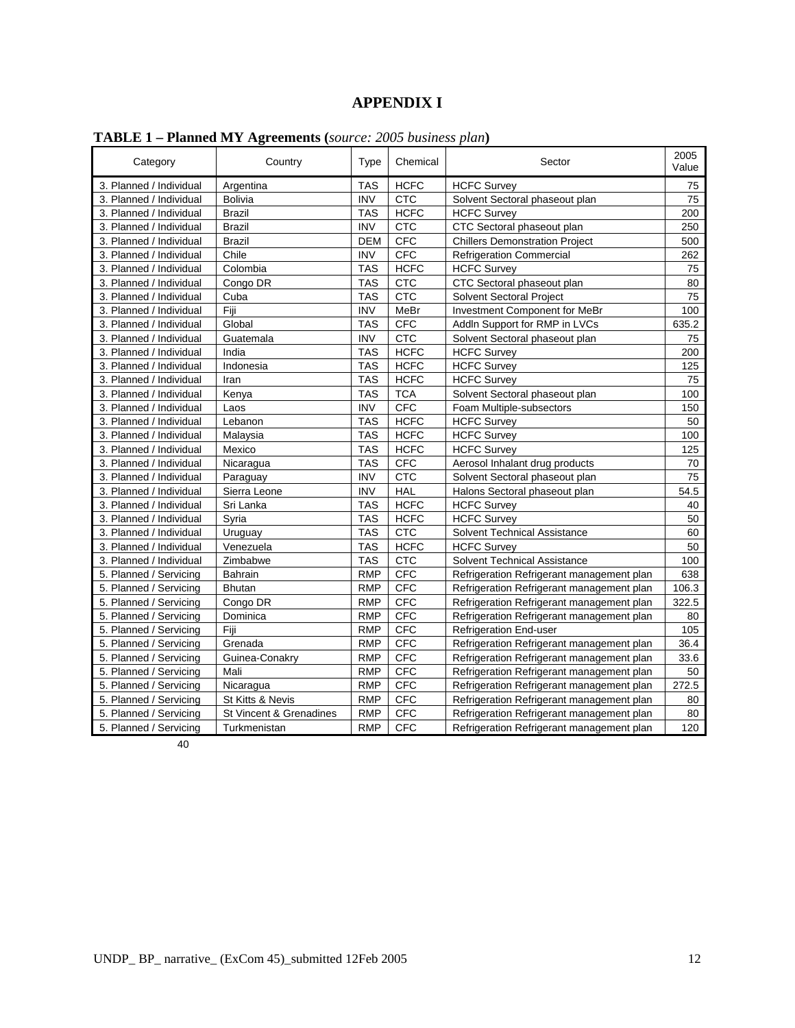# APPENDIX I

**TABLE 1 – Planned MY Agreements (*source: 2005 business plan*)**

| Category | Country | Type | Chemical | Sector | 2005 Value |
|---|---|---|---|---|---|
| 3. Planned / Individual | Argentina | TAS | HCFC | HCFC Survey | 75 |
| 3. Planned / Individual | Bolivia | INV | CTC | Solvent Sectoral phaseout plan | 75 |
| 3. Planned / Individual | Brazil | TAS | HCFC | HCFC Survey | 200 |
| 3. Planned / Individual | Brazil | INV | CTC | CTC Sectoral phaseout plan | 250 |
| 3. Planned / Individual | Brazil | DEM | CFC | Chillers Demonstration Project | 500 |
| 3. Planned / Individual | Chile | INV | CFC | Refrigeration Commercial | 262 |
| 3. Planned / Individual | Colombia | TAS | HCFC | HCFC Survey | 75 |
| 3. Planned / Individual | Congo DR | TAS | CTC | CTC Sectoral phaseout plan | 80 |
| 3. Planned / Individual | Cuba | TAS | CTC | Solvent Sectoral Project | 75 |
| 3. Planned / Individual | Fiji | INV | MeBr | Investment Component for MeBr | 100 |
| 3. Planned / Individual | Global | TAS | CFC | Addln Support for RMP in LVCs | 635.2 |
| 3. Planned / Individual | Guatemala | INV | CTC | Solvent Sectoral phaseout plan | 75 |
| 3. Planned / Individual | India | TAS | HCFC | HCFC Survey | 200 |
| 3. Planned / Individual | Indonesia | TAS | HCFC | HCFC Survey | 125 |
| 3. Planned / Individual | Iran | TAS | HCFC | HCFC Survey | 75 |
| 3. Planned / Individual | Kenya | TAS | TCA | Solvent Sectoral phaseout plan | 100 |
| 3. Planned / Individual | Laos | INV | CFC | Foam Multiple-subsectors | 150 |
| 3. Planned / Individual | Lebanon | TAS | HCFC | HCFC Survey | 50 |
| 3. Planned / Individual | Malaysia | TAS | HCFC | HCFC Survey | 100 |
| 3. Planned / Individual | Mexico | TAS | HCFC | HCFC Survey | 125 |
| 3. Planned / Individual | Nicaragua | TAS | CFC | Aerosol Inhalant drug products | 70 |
| 3. Planned / Individual | Paraguay | INV | CTC | Solvent Sectoral phaseout plan | 75 |
| 3. Planned / Individual | Sierra Leone | INV | HAL | Halons Sectoral phaseout plan | 54.5 |
| 3. Planned / Individual | Sri Lanka | TAS | HCFC | HCFC Survey | 40 |
| 3. Planned / Individual | Syria | TAS | HCFC | HCFC Survey | 50 |
| 3. Planned / Individual | Uruguay | TAS | CTC | Solvent Technical Assistance | 60 |
| 3. Planned / Individual | Venezuela | TAS | HCFC | HCFC Survey | 50 |
| 3. Planned / Individual | Zimbabwe | TAS | CTC | Solvent Technical Assistance | 100 |
| 5. Planned / Servicing | Bahrain | RMP | CFC | Refrigeration Refrigerant management plan | 638 |
| 5. Planned / Servicing | Bhutan | RMP | CFC | Refrigeration Refrigerant management plan | 106.3 |
| 5. Planned / Servicing | Congo DR | RMP | CFC | Refrigeration Refrigerant management plan | 322.5 |
| 5. Planned / Servicing | Dominica | RMP | CFC | Refrigeration Refrigerant management plan | 80 |
| 5. Planned / Servicing | Fiji | RMP | CFC | Refrigeration End-user | 105 |
| 5. Planned / Servicing | Grenada | RMP | CFC | Refrigeration Refrigerant management plan | 36.4 |
| 5. Planned / Servicing | Guinea-Conakry | RMP | CFC | Refrigeration Refrigerant management plan | 33.6 |
| 5. Planned / Servicing | Mali | RMP | CFC | Refrigeration Refrigerant management plan | 50 |
| 5. Planned / Servicing | Nicaragua | RMP | CFC | Refrigeration Refrigerant management plan | 272.5 |
| 5. Planned / Servicing | St Kitts & Nevis | RMP | CFC | Refrigeration Refrigerant management plan | 80 |
| 5. Planned / Servicing | St Vincent & Grenadines | RMP | CFC | Refrigeration Refrigerant management plan | 80 |
| 5. Planned / Servicing | Turkmenistan | RMP | CFC | Refrigeration Refrigerant management plan | 120 |

40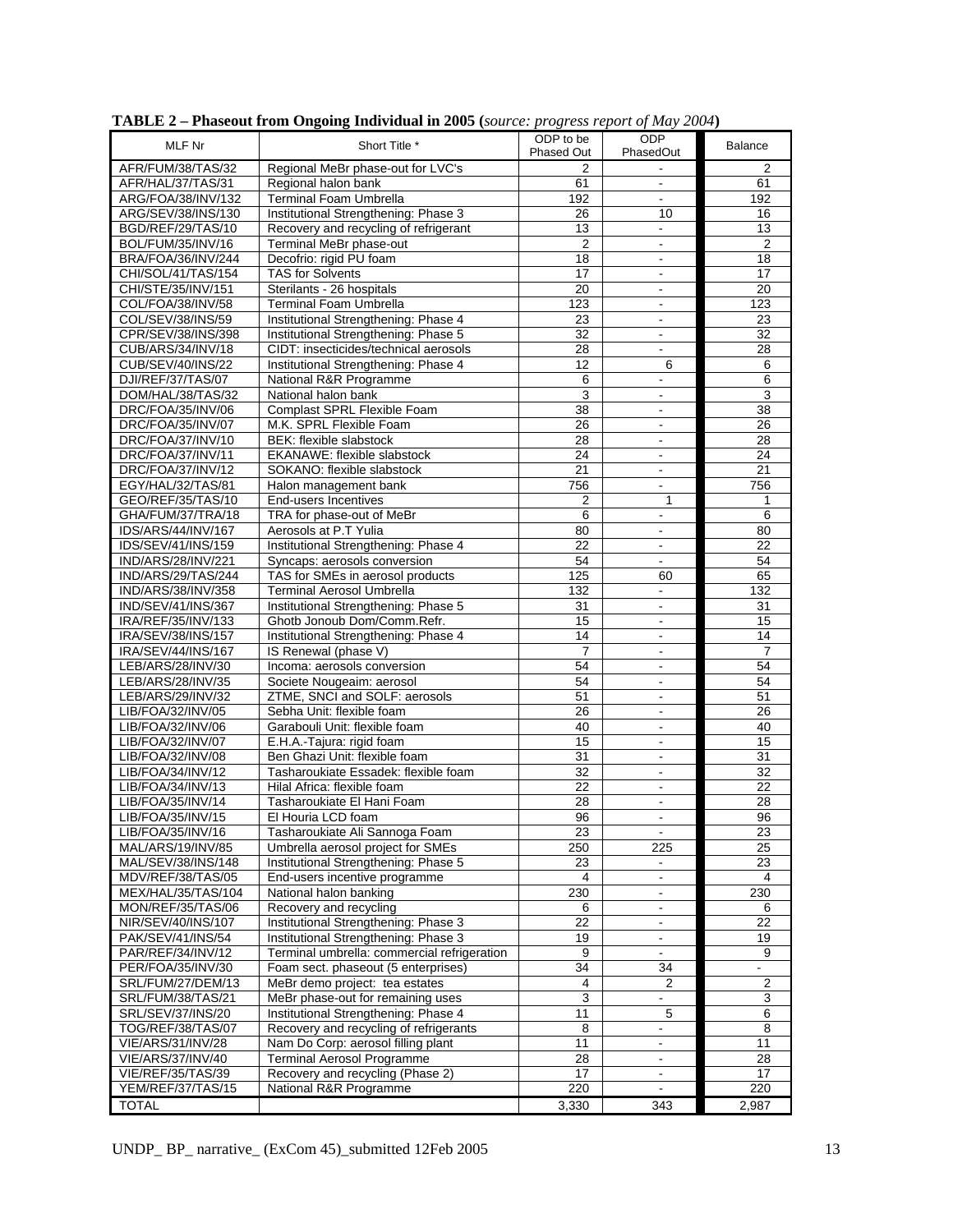**TABLE 2 – Phaseout from Ongoing Individual in 2005 (*source: progress report of May 2004*)**

| MLF Nr | Short Title * | ODP to be Phased Out | ODP PhasedOut | Balance |
|---|---|---|---|---|
| AFR/FUM/38/TAS/32 | Regional MeBr phase-out for LVC's | 2 | - | 2 |
| AFR/HAL/37/TAS/31 | Regional halon bank | 61 | - | 61 |
| ARG/FOA/38/INV/132 | Terminal Foam Umbrella | 192 | - | 192 |
| ARG/SEV/38/INS/130 | Institutional Strengthening: Phase 3 | 26 | 10 | 16 |
| BGD/REF/29/TAS/10 | Recovery and recycling of refrigerant | 13 | - | 13 |
| BOL/FUM/35/INV/16 | Terminal MeBr phase-out | 2 | - | 2 |
| BRA/FOA/36/INV/244 | Decofrio: rigid PU foam | 18 | - | 18 |
| CHI/SOL/41/TAS/154 | TAS for Solvents | 17 | - | 17 |
| CHI/STE/35/INV/151 | Sterilants - 26 hospitals | 20 | - | 20 |
| COL/FOA/38/INV/58 | Terminal Foam Umbrella | 123 | - | 123 |
| COL/SEV/38/INS/59 | Institutional Strengthening: Phase 4 | 23 | - | 23 |
| CPR/SEV/38/INS/398 | Institutional Strengthening: Phase 5 | 32 | - | 32 |
| CUB/ARS/34/INV/18 | CIDT: insecticides/technical aerosols | 28 | - | 28 |
| CUB/SEV/40/INS/22 | Institutional Strengthening: Phase 4 | 12 | 6 | 6 |
| DJI/REF/37/TAS/07 | National R&R Programme | 6 | - | 6 |
| DOM/HAL/38/TAS/32 | National halon bank | 3 | - | 3 |
| DRC/FOA/35/INV/06 | Complast SPRL Flexible Foam | 38 | - | 38 |
| DRC/FOA/35/INV/07 | M.K. SPRL Flexible Foam | 26 | - | 26 |
| DRC/FOA/37/INV/10 | BEK: flexible slabstock | 28 | - | 28 |
| DRC/FOA/37/INV/11 | EKANAWE: flexible slabstock | 24 | - | 24 |
| DRC/FOA/37/INV/12 | SOKANO: flexible slabstock | 21 | - | 21 |
| EGY/HAL/32/TAS/81 | Halon management bank | 756 | - | 756 |
| GEO/REF/35/TAS/10 | End-users Incentives | 2 | 1 | 1 |
| GHA/FUM/37/TRA/18 | TRA for phase-out of MeBr | 6 | - | 6 |
| IDS/ARS/44/INV/167 | Aerosols at P.T Yulia | 80 | - | 80 |
| IDS/SEV/41/INS/159 | Institutional Strengthening: Phase 4 | 22 | - | 22 |
| IND/ARS/28/INV/221 | Syncaps: aerosols conversion | 54 | - | 54 |
| IND/ARS/29/TAS/244 | TAS for SMEs in aerosol products | 125 | 60 | 65 |
| IND/ARS/38/INV/358 | Terminal Aerosol Umbrella | 132 | - | 132 |
| IND/SEV/41/INS/367 | Institutional Strengthening: Phase 5 | 31 | - | 31 |
| IRA/REF/35/INV/133 | Ghotb Jonoub Dom/Comm.Refr. | 15 | - | 15 |
| IRA/SEV/38/INS/157 | Institutional Strengthening: Phase 4 | 14 | - | 14 |
| IRA/SEV/44/INS/167 | IS Renewal (phase V) | 7 | - | 7 |
| LEB/ARS/28/INV/30 | Incoma: aerosols conversion | 54 | - | 54 |
| LEB/ARS/28/INV/35 | Societe Nougeaim: aerosol | 54 | - | 54 |
| LEB/ARS/29/INV/32 | ZTME, SNCI and SOLF: aerosols | 51 | - | 51 |
| LIB/FOA/32/INV/05 | Sebha Unit: flexible foam | 26 | - | 26 |
| LIB/FOA/32/INV/06 | Garabouli Unit: flexible foam | 40 | - | 40 |
| LIB/FOA/32/INV/07 | E.H.A.-Tajura: rigid foam | 15 | - | 15 |
| LIB/FOA/32/INV/08 | Ben Ghazi Unit: flexible foam | 31 | - | 31 |
| LIB/FOA/34/INV/12 | Tasharoukiate Essadek: flexible foam | 32 | - | 32 |
| LIB/FOA/34/INV/13 | Hilal Africa: flexible foam | 22 | - | 22 |
| LIB/FOA/35/INV/14 | Tasharoukiate El Hani Foam | 28 | - | 28 |
| LIB/FOA/35/INV/15 | El Houria LCD foam | 96 | - | 96 |
| LIB/FOA/35/INV/16 | Tasharoukiate Ali Sannoga Foam | 23 | - | 23 |
| MAL/ARS/19/INV/85 | Umbrella aerosol project for SMEs | 250 | 225 | 25 |
| MAL/SEV/38/INS/148 | Institutional Strengthening: Phase 5 | 23 | - | 23 |
| MDV/REF/38/TAS/05 | End-users incentive programme | 4 | - | 4 |
| MEX/HAL/35/TAS/104 | National halon banking | 230 | - | 230 |
| MON/REF/35/TAS/06 | Recovery and recycling | 6 | - | 6 |
| NIR/SEV/40/INS/107 | Institutional Strengthening: Phase 3 | 22 | - | 22 |
| PAK/SEV/41/INS/54 | Institutional Strengthening: Phase 3 | 19 | - | 19 |
| PAR/REF/34/INV/12 | Terminal umbrella: commercial refrigeration | 9 | - | 9 |
| PER/FOA/35/INV/30 | Foam sect. phaseout (5 enterprises) | 34 | 34 | - |
| SRL/FUM/27/DEM/13 | MeBr demo project: tea estates | 4 | 2 | 2 |
| SRL/FUM/38/TAS/21 | MeBr phase-out for remaining uses | 3 | - | 3 |
| SRL/SEV/37/INS/20 | Institutional Strengthening: Phase 4 | 11 | 5 | 6 |
| TOG/REF/38/TAS/07 | Recovery and recycling of refrigerants | 8 | - | 8 |
| VIE/ARS/31/INV/28 | Nam Do Corp: aerosol filling plant | 11 | - | 11 |
| VIE/ARS/37/INV/40 | Terminal Aerosol Programme | 28 | - | 28 |
| VIE/REF/35/TAS/39 | Recovery and recycling (Phase 2) | 17 | - | 17 |
| YEM/REF/37/TAS/15 | National R&R Programme | 220 | - | 220 |
| TOTAL | | 3,330 | 343 | 2,987 |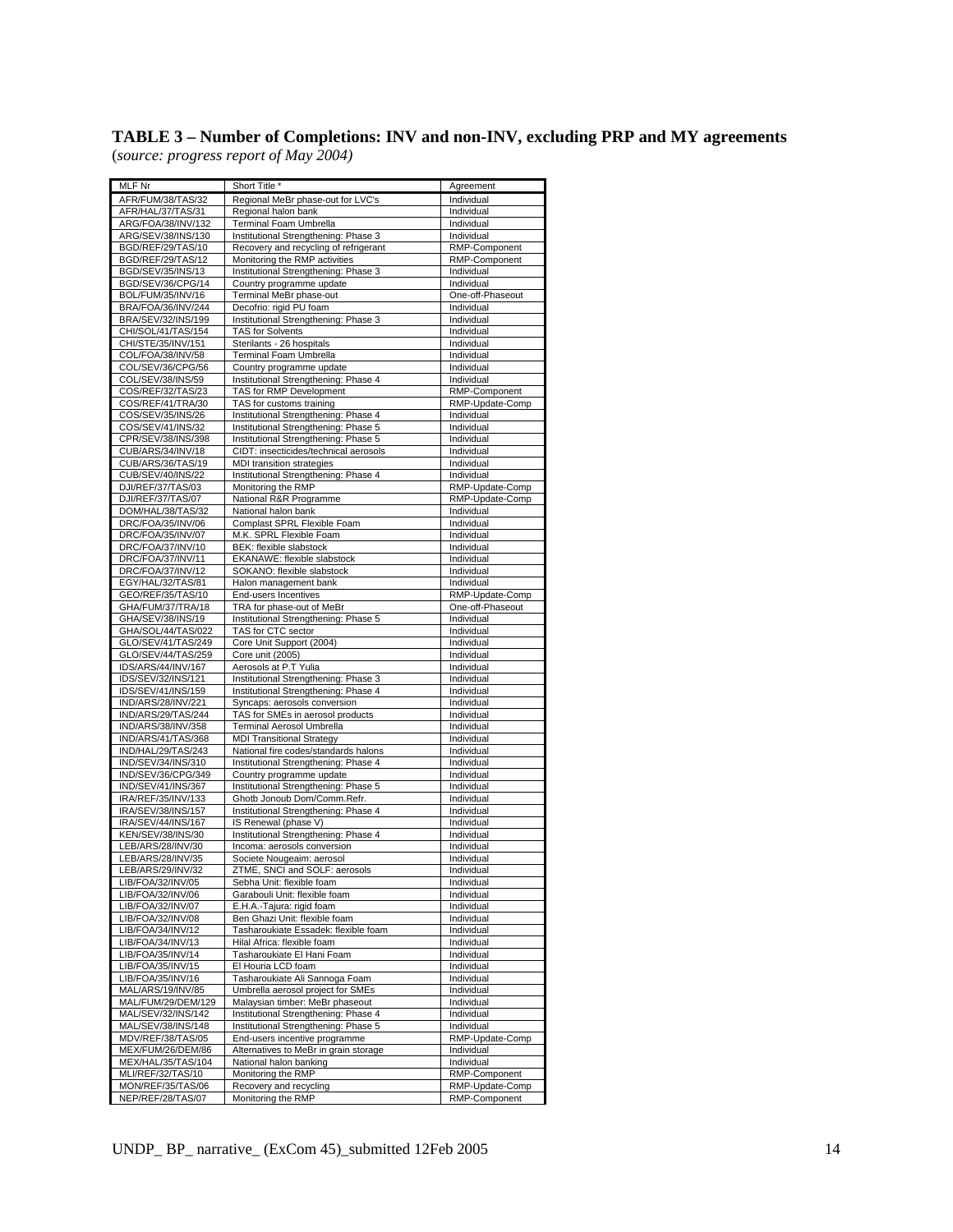**TABLE 3 – Number of Completions: INV and non-INV, excluding PRP and MY agreements**
(*source: progress report of May 2004)*

| MLF Nr | Short Title * | Agreement |
|---|---|---|
| AFR/FUM/38/TAS/32 | Regional MeBr phase-out for LVC's | Individual |
| AFR/HAL/37/TAS/31 | Regional halon bank | Individual |
| ARG/FOA/38/INV/132 | Terminal Foam Umbrella | Individual |
| ARG/SEV/38/INS/130 | Institutional Strengthening: Phase 3 | Individual |
| BGD/REF/29/TAS/10 | Recovery and recycling of refrigerant | RMP-Component |
| BGD/REF/29/TAS/12 | Monitoring the RMP activities | RMP-Component |
| BGD/SEV/35/INS/13 | Institutional Strengthening: Phase 3 | Individual |
| BGD/SEV/36/CPG/14 | Country programme update | Individual |
| BOL/FUM/35/INV/16 | Terminal MeBr phase-out | One-off-Phaseout |
| BRA/FOA/36/INV/244 | Decofrio: rigid PU foam | Individual |
| BRA/SEV/32/INS/199 | Institutional Strengthening: Phase 3 | Individual |
| CHI/SOL/41/TAS/154 | TAS for Solvents | Individual |
| CHI/STE/35/INV/151 | Sterilants - 26 hospitals | Individual |
| COL/FOA/38/INV/58 | Terminal Foam Umbrella | Individual |
| COL/SEV/36/CPG/56 | Country programme update | Individual |
| COL/SEV/38/INS/59 | Institutional Strengthening: Phase 4 | Individual |
| COS/REF/32/TAS/23 | TAS for RMP Development | RMP-Component |
| COS/REF/41/TRA/30 | TAS for customs training | RMP-Update-Comp |
| COS/SEV/35/INS/26 | Institutional Strengthening: Phase 4 | Individual |
| COS/SEV/41/INS/32 | Institutional Strengthening: Phase 5 | Individual |
| CPR/SEV/38/INS/398 | Institutional Strengthening: Phase 5 | Individual |
| CUB/ARS/34/INV/18 | CIDT: insecticides/technical aerosols | Individual |
| CUB/ARS/36/TAS/19 | MDI transition strategies | Individual |
| CUB/SEV/40/INS/22 | Institutional Strengthening: Phase 4 | Individual |
| DJI/REF/37/TAS/03 | Monitoring the RMP | RMP-Update-Comp |
| DJI/REF/37/TAS/07 | National R&R Programme | RMP-Update-Comp |
| DOM/HAL/38/TAS/32 | National halon bank | Individual |
| DRC/FOA/35/INV/06 | Complast SPRL Flexible Foam | Individual |
| DRC/FOA/35/INV/07 | M.K. SPRL Flexible Foam | Individual |
| DRC/FOA/37/INV/10 | BEK: flexible slabstock | Individual |
| DRC/FOA/37/INV/11 | EKANAWE: flexible slabstock | Individual |
| DRC/FOA/37/INV/12 | SOKANO: flexible slabstock | Individual |
| EGY/HAL/32/TAS/81 | Halon management bank | Individual |
| GEO/REF/35/TAS/10 | End-users Incentives | RMP-Update-Comp |
| GHA/FUM/37/TRA/18 | TRA for phase-out of MeBr | One-off-Phaseout |
| GHA/SEV/38/INS/19 | Institutional Strengthening: Phase 5 | Individual |
| GHA/SOL/44/TAS/022 | TAS for CTC sector | Individual |
| GLO/SEV/41/TAS/249 | Core Unit Support (2004) | Individual |
| GLO/SEV/44/TAS/259 | Core unit (2005) | Individual |
| IDS/ARS/44/INV/167 | Aerosols at P.T Yulia | Individual |
| IDS/SEV/32/INS/121 | Institutional Strengthening: Phase 3 | Individual |
| IDS/SEV/41/INS/159 | Institutional Strengthening: Phase 4 | Individual |
| IND/ARS/28/INV/221 | Syncaps: aerosols conversion | Individual |
| IND/ARS/29/TAS/244 | TAS for SMEs in aerosol products | Individual |
| IND/ARS/38/INV/358 | Terminal Aerosol Umbrella | Individual |
| IND/ARS/41/TAS/368 | MDI Transitional Strategy | Individual |
| IND/HAL/29/TAS/243 | National fire codes/standards halons | Individual |
| IND/SEV/34/INS/310 | Institutional Strengthening: Phase 4 | Individual |
| IND/SEV/36/CPG/349 | Country programme update | Individual |
| IND/SEV/41/INS/367 | Institutional Strengthening: Phase 5 | Individual |
| IRA/REF/35/INV/133 | Ghotb Jonoub Dom/Comm.Refr. | Individual |
| IRA/SEV/38/INS/157 | Institutional Strengthening: Phase 4 | Individual |
| IRA/SEV/44/INS/167 | IS Renewal (phase V) | Individual |
| KEN/SEV/38/INS/30 | Institutional Strengthening: Phase 4 | Individual |
| LEB/ARS/28/INV/30 | Incoma: aerosols conversion | Individual |
| LEB/ARS/28/INV/35 | Societe Nougeaim: aerosol | Individual |
| LEB/ARS/29/INV/32 | ZTME, SNCI and SOLF: aerosols | Individual |
| LIB/FOA/32/INV/05 | Sebha Unit: flexible foam | Individual |
| LIB/FOA/32/INV/06 | Garabouli Unit: flexible foam | Individual |
| LIB/FOA/32/INV/07 | E.H.A.-Tajura: rigid foam | Individual |
| LIB/FOA/32/INV/08 | Ben Ghazi Unit: flexible foam | Individual |
| LIB/FOA/34/INV/12 | Tasharoukiate Essadek: flexible foam | Individual |
| LIB/FOA/34/INV/13 | Hilal Africa: flexible foam | Individual |
| LIB/FOA/35/INV/14 | Tasharoukiate El Hani Foam | Individual |
| LIB/FOA/35/INV/15 | El Houria LCD foam | Individual |
| LIB/FOA/35/INV/16 | Tasharoukiate Ali Sannoga Foam | Individual |
| MAL/ARS/19/INV/85 | Umbrella aerosol project for SMEs | Individual |
| MAL/FUM/29/DEM/129 | Malaysian timber: MeBr phaseout | Individual |
| MAL/SEV/32/INS/142 | Institutional Strengthening: Phase 4 | Individual |
| MAL/SEV/38/INS/148 | Institutional Strengthening: Phase 5 | Individual |
| MDV/REF/38/TAS/05 | End-users incentive programme | RMP-Update-Comp |
| MEX/FUM/26/DEM/86 | Alternatives to MeBr in grain storage | Individual |
| MEX/HAL/35/TAS/104 | National halon banking | Individual |
| MLI/REF/32/TAS/10 | Monitoring the RMP | RMP-Component |
| MON/REF/35/TAS/06 | Recovery and recycling | RMP-Update-Comp |
| NEP/REF/28/TAS/07 | Monitoring the RMP | RMP-Component |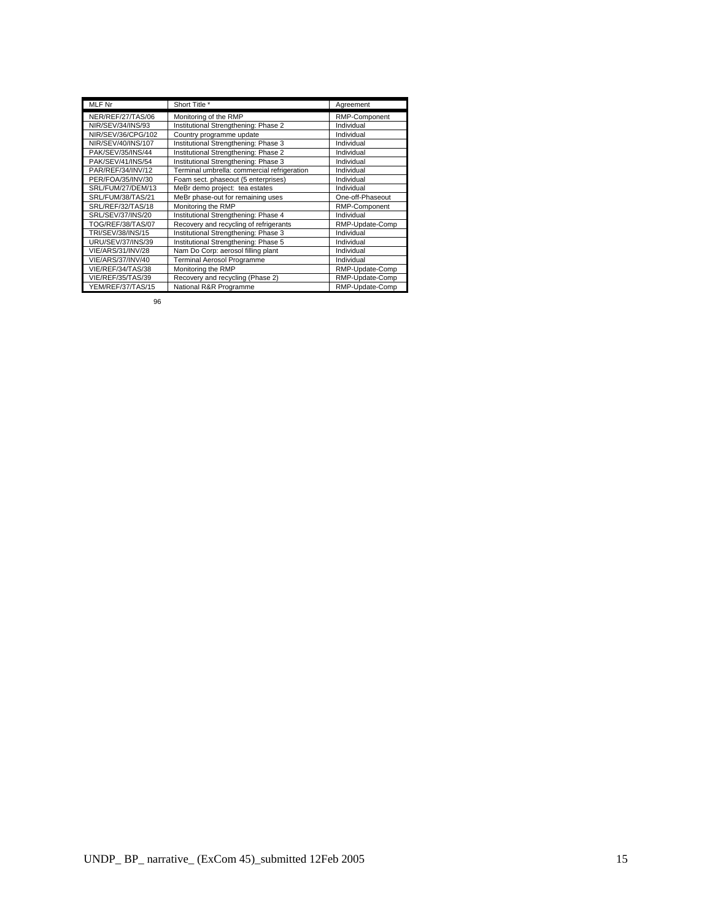| MLF Nr | Short Title * | Agreement |
|---|---|---|
| NER/REF/27/TAS/06 | Monitoring of the RMP | RMP-Component |
| NIR/SEV/34/INS/93 | Institutional Strengthening: Phase 2 | Individual |
| NIR/SEV/36/CPG/102 | Country programme update | Individual |
| NIR/SEV/40/INS/107 | Institutional Strengthening: Phase 3 | Individual |
| PAK/SEV/35/INS/44 | Institutional Strengthening: Phase 2 | Individual |
| PAK/SEV/41/INS/54 | Institutional Strengthening: Phase 3 | Individual |
| PAR/REF/34/INV/12 | Terminal umbrella: commercial refrigeration | Individual |
| PER/FOA/35/INV/30 | Foam sect. phaseout (5 enterprises) | Individual |
| SRL/FUM/27/DEM/13 | MeBr demo project: tea estates | Individual |
| SRL/FUM/38/TAS/21 | MeBr phase-out for remaining uses | One-off-Phaseout |
| SRL/REF/32/TAS/18 | Monitoring the RMP | RMP-Component |
| SRL/SEV/37/INS/20 | Institutional Strengthening: Phase 4 | Individual |
| TOG/REF/38/TAS/07 | Recovery and recycling of refrigerants | RMP-Update-Comp |
| TRI/SEV/38/INS/15 | Institutional Strengthening: Phase 3 | Individual |
| URU/SEV/37/INS/39 | Institutional Strengthening: Phase 5 | Individual |
| VIE/ARS/31/INV/28 | Nam Do Corp: aerosol filling plant | Individual |
| VIE/ARS/37/INV/40 | Terminal Aerosol Programme | Individual |
| VIE/REF/34/TAS/38 | Monitoring the RMP | RMP-Update-Comp |
| VIE/REF/35/TAS/39 | Recovery and recycling (Phase 2) | RMP-Update-Comp |
| YEM/REF/37/TAS/15 | National R&R Programme | RMP-Update-Comp |

96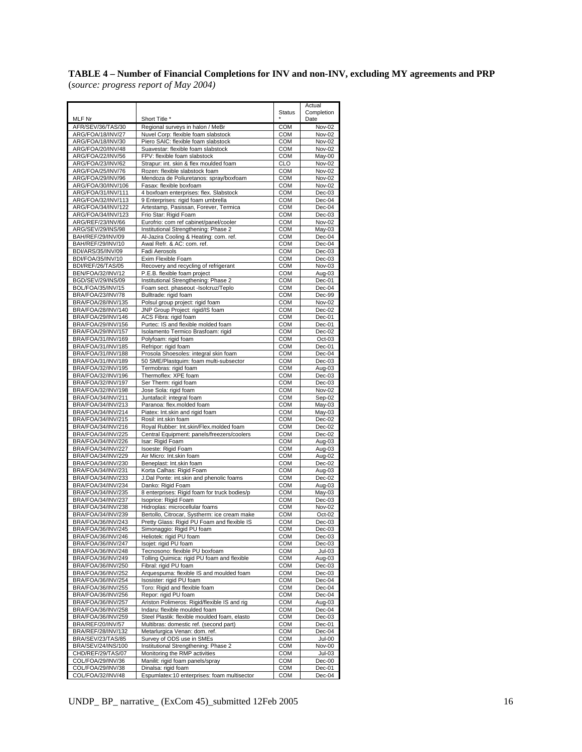**TABLE 4 – Number of Financial Completions for INV and non-INV, excluding MY agreements and PRP**
(*source: progress report of May 2004)*

| MLF Nr | Short Title * | Status * | Actual Completion Date |
|---|---|---|---|
| AFR/SEV/36/TAS/30 | Regional surveys in halon / MeBr | COM | Nov-02 |
| ARG/FOA/18/INV/27 | Nuvel Corp: flexible foam slabstock | COM | Nov-02 |
| ARG/FOA/18/INV/30 | Piero SAIC: flexible foam slabstock | COM | Nov-02 |
| ARG/FOA/20/INV/48 | Suavestar: flexible foam slabstock | COM | Nov-02 |
| ARG/FOA/22/INV/56 | FPV: flexible foam slabstock | COM | May-00 |
| ARG/FOA/23/INV/62 | Strapur: int. skin & flex moulded foam | CLO | Nov-02 |
| ARG/FOA/25/INV/76 | Rozen: flexible slabstock foam | COM | Nov-02 |
| ARG/FOA/29/INV/96 | Mendoza de Poliuretanos: spray/boxfoam | COM | Nov-02 |
| ARG/FOA/30/INV/106 | Fasax: flexible boxfoam | COM | Nov-02 |
| ARG/FOA/31/INV/111 | 4 boxfoam enterprises: flex. Slabstock | COM | Dec-03 |
| ARG/FOA/32/INV/113 | 9 Enterprises: rigid foam umbrella | COM | Dec-04 |
| ARG/FOA/34/INV/122 | Artestamp, Pasissan, Forever, Termica | COM | Dec-04 |
| ARG/FOA/34/INV/123 | Frio Star: Rigid Foam | COM | Dec-03 |
| ARG/REF/23/INV/66 | Eurofrio: com ref cabinet/panel/cooler | COM | Nov-02 |
| ARG/SEV/29/INS/98 | Institutional Strengthening: Phase 2 | COM | May-03 |
| BAH/REF/29/INV/09 | Al-Jazira Cooling & Heating: com. ref. | COM | Dec-04 |
| BAH/REF/29/INV/10 | Awal Refr. & AC: com. ref. | COM | Dec-04 |
| BDI/ARS/35/INV/09 | Fadi Aerosols | COM | Dec-03 |
| BDI/FOA/35/INV/10 | Exim Flexible Foam | COM | Dec-03 |
| BDI/REF/26/TAS/05 | Recovery and recycling of refrigerant | COM | Nov-03 |
| BEN/FOA/32/INV/12 | P.E.B. flexible foam project | COM | Aug-03 |
| BGD/SEV/29/INS/09 | Institutional Strengthening: Phase 2 | COM | Dec-01 |
| BOL/FOA/35/INV/15 | Foam sect. phaseout -Isolcruz/Teplo | COM | Dec-04 |
| BRA/FOA/23/INV/78 | Bulltrade: rigid foam | COM | Dec-99 |
| BRA/FOA/28/INV/135 | Polsul group project: rigid foam | COM | Nov-02 |
| BRA/FOA/28/INV/140 | JNP Group Project: rigid/IS foam | COM | Dec-02 |
| BRA/FOA/29/INV/146 | ACS Fibra: rigid foam | COM | Dec-01 |
| BRA/FOA/29/INV/156 | Purtec: IS and flexible molded foam | COM | Dec-01 |
| BRA/FOA/29/INV/157 | Isolamento Termico Brasfoam: rigid | COM | Dec-02 |
| BRA/FOA/31/INV/169 | Polyfoam: rigid foam | COM | Oct-03 |
| BRA/FOA/31/INV/185 | Refripor: rigid foam | COM | Dec-01 |
| BRA/FOA/31/INV/188 | Prosola Shoesoles: integral skin foam | COM | Dec-04 |
| BRA/FOA/31/INV/189 | 50 SME/Plastquim: foam multi-subsector | COM | Dec-03 |
| BRA/FOA/32/INV/195 | Termobras: rigid foam | COM | Aug-03 |
| BRA/FOA/32/INV/196 | Thermoflex: XPE foam | COM | Dec-03 |
| BRA/FOA/32/INV/197 | Ser Therm: rigid foam | COM | Dec-03 |
| BRA/FOA/32/INV/198 | Jose Sola: rigid foam | COM | Nov-02 |
| BRA/FOA/34/INV/211 | Juntafacil: integral foam | COM | Sep-02 |
| BRA/FOA/34/INV/213 | Paranoa: flex.molded foam | COM | May-03 |
| BRA/FOA/34/INV/214 | Piatex: Int.skin and rigid foam | COM | May-03 |
| BRA/FOA/34/INV/215 | Rosil: int.skin foam | COM | Dec-02 |
| BRA/FOA/34/INV/216 | Royal Rubber: Int.skin/Flex.molded foam | COM | Dec-02 |
| BRA/FOA/34/INV/225 | Central Equipment: panels/freezers/coolers | COM | Dec-02 |
| BRA/FOA/34/INV/226 | Isar: Rigid Foam | COM | Aug-03 |
| BRA/FOA/34/INV/227 | Isoeste: Rigid Foam | COM | Aug-03 |
| BRA/FOA/34/INV/229 | Air Micro: Int.skin foam | COM | Aug-02 |
| BRA/FOA/34/INV/230 | Beneplast: Int.skin foam | COM | Dec-02 |
| BRA/FOA/34/INV/231 | Korta Calhas: Rigid Foam | COM | Aug-03 |
| BRA/FOA/34/INV/233 | J.Dal Ponte: int.skin and phenolic foams | COM | Dec-02 |
| BRA/FOA/34/INV/234 | Danko: Rigid Foam | COM | Aug-03 |
| BRA/FOA/34/INV/235 | 8 enterprises: Rigid foam for truck bodies/p | COM | May-03 |
| BRA/FOA/34/INV/237 | Isoprice: Rigid Foam | COM | Dec-03 |
| BRA/FOA/34/INV/238 | Hidroplas: microcellular foams | COM | Nov-02 |
| BRA/FOA/34/INV/239 | Bertollo, Citrocar, Systherm: ice cream make | COM | Oct-02 |
| BRA/FOA/36/INV/243 | Pretty Glass: Rigid PU Foam and flexible IS | COM | Dec-03 |
| BRA/FOA/36/INV/245 | Simonaggio: Rigid PU foam | COM | Dec-03 |
| BRA/FOA/36/INV/246 | Heliotek: rigid PU foam | COM | Dec-03 |
| BRA/FOA/36/INV/247 | Isojet: rigid PU foam | COM | Dec-03 |
| BRA/FOA/36/INV/248 | Tecnosono: flexible PU boxfoam | COM | Jul-03 |
| BRA/FOA/36/INV/249 | Tolling Quimica: rigid PU foam and flexible | COM | Aug-03 |
| BRA/FOA/36/INV/250 | Fibral: rigid PU foam | COM | Dec-03 |
| BRA/FOA/36/INV/252 | Arquespuma: flexible IS and moulded foam | COM | Dec-03 |
| BRA/FOA/36/INV/254 | Isosister: rigid PU foam | COM | Dec-04 |
| BRA/FOA/36/INV/255 | Toro: Rigid and flexible foam | COM | Dec-04 |
| BRA/FOA/36/INV/256 | Repor: rigid PU foam | COM | Dec-04 |
| BRA/FOA/36/INV/257 | Ariston Polimeros: Rigid/flexible IS and rig | COM | Aug-03 |
| BRA/FOA/36/INV/258 | Indaru: flexible moulded foam | COM | Dec-04 |
| BRA/FOA/36/INV/259 | Steel Plastik: flexible moulded foam, elasto | COM | Dec-03 |
| BRA/REF/20/INV/57 | Multibras: domestic ref. (second part) | COM | Dec-01 |
| BRA/REF/28/INV/132 | Metarlurgica Venan: dom. ref. | COM | Dec-04 |
| BRA/SEV/23/TAS/85 | Survey of ODS use in SMEs | COM | Jul-00 |
| BRA/SEV/24/INS/100 | Institutional Strengthening: Phase 2 | COM | Nov-00 |
| CHD/REF/29/TAS/07 | Monitoring the RMP activities | COM | Jul-03 |
| COL/FOA/29/INV/36 | Manilit: rigid foam panels/spray | COM | Dec-00 |
| COL/FOA/29/INV/38 | Dinalsa: rigid foam | COM | Dec-01 |
| COL/FOA/32/INV/48 | Espumlatex:10 enterprises: foam multisector | COM | Dec-04 |

UNDP_ BP_ narrative_ (ExCom 45)_submitted 12Feb 2005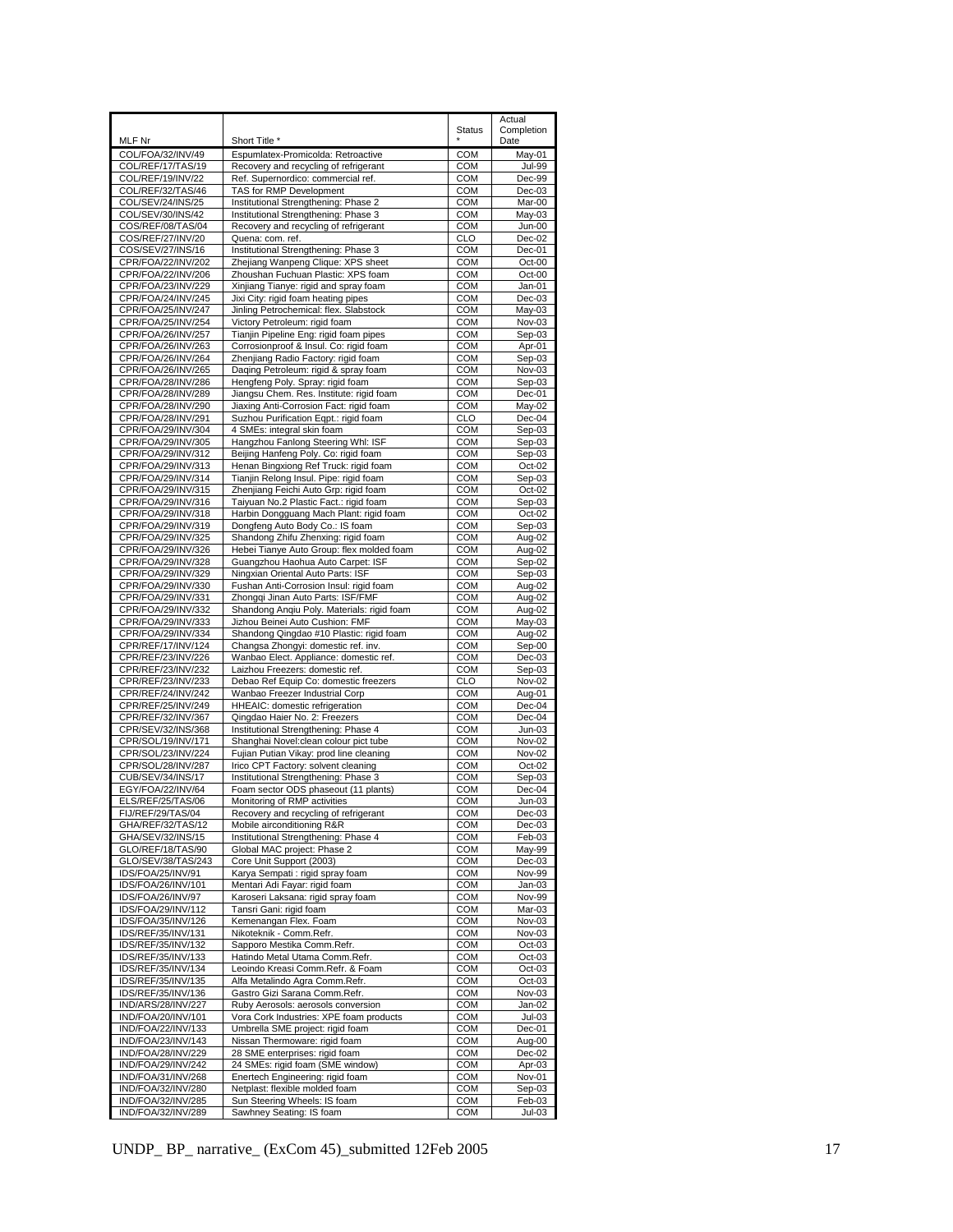| MLF Nr | Short Title * | Status * | Actual Completion Date |
|---|---|---|---|
| COL/FOA/32/INV/49 | Espumlatex-Promicolda: Retroactive | COM | May-01 |
| COL/REF/17/TAS/19 | Recovery and recycling of refrigerant | COM | Jul-99 |
| COL/REF/19/INV/22 | Ref. Supernordico: commercial ref. | COM | Dec-99 |
| COL/REF/32/TAS/46 | TAS for RMP Development | COM | Dec-03 |
| COL/SEV/24/INS/25 | Institutional Strengthening: Phase 2 | COM | Mar-00 |
| COL/SEV/30/INS/42 | Institutional Strengthening: Phase 3 | COM | May-03 |
| COS/REF/08/TAS/04 | Recovery and recycling of refrigerant | COM | Jun-00 |
| COS/REF/27/INV/20 | Quena: com. ref. | CLO | Dec-02 |
| COS/SEV/27/INS/16 | Institutional Strengthening: Phase 3 | COM | Dec-01 |
| CPR/FOA/22/INV/202 | Zhejiang Wanpeng Clique: XPS sheet | COM | Oct-00 |
| CPR/FOA/22/INV/206 | Zhoushan Fuchuan Plastic: XPS foam | COM | Oct-00 |
| CPR/FOA/23/INV/229 | Xinjiang Tianye: rigid and spray foam | COM | Jan-01 |
| CPR/FOA/24/INV/245 | Jixi City: rigid foam heating pipes | COM | Dec-03 |
| CPR/FOA/25/INV/247 | Jinling Petrochemical: flex. Slabstock | COM | May-03 |
| CPR/FOA/25/INV/254 | Victory Petroleum: rigid foam | COM | Nov-03 |
| CPR/FOA/26/INV/257 | Tianjin Pipeline Eng: rigid foam pipes | COM | Sep-03 |
| CPR/FOA/26/INV/263 | Corrosionproof & Insul. Co: rigid foam | COM | Apr-01 |
| CPR/FOA/26/INV/264 | Zhenjiang Radio Factory: rigid foam | COM | Sep-03 |
| CPR/FOA/26/INV/265 | Daqing Petroleum: rigid & spray foam | COM | Nov-03 |
| CPR/FOA/28/INV/286 | Hengfeng Poly. Spray: rigid foam | COM | Sep-03 |
| CPR/FOA/28/INV/289 | Jiangsu Chem. Res. Institute: rigid foam | COM | Dec-01 |
| CPR/FOA/28/INV/290 | Jiaxing Anti-Corrosion Fact: rigid foam | COM | May-02 |
| CPR/FOA/28/INV/291 | Suzhou Purification Eqpt.: rigid foam | CLO | Dec-04 |
| CPR/FOA/29/INV/304 | 4 SMEs: integral skin foam | COM | Sep-03 |
| CPR/FOA/29/INV/305 | Hangzhou Fanlong Steering Whl: ISF | COM | Sep-03 |
| CPR/FOA/29/INV/312 | Beijing Hanfeng Poly. Co: rigid foam | COM | Sep-03 |
| CPR/FOA/29/INV/313 | Henan Bingxiong Ref Truck: rigid foam | COM | Oct-02 |
| CPR/FOA/29/INV/314 | Tianjin Relong Insul. Pipe: rigid foam | COM | Sep-03 |
| CPR/FOA/29/INV/315 | Zhenjiang Feichi Auto Grp: rigid foam | COM | Oct-02 |
| CPR/FOA/29/INV/316 | Taiyuan No.2 Plastic Fact.: rigid foam | COM | Sep-03 |
| CPR/FOA/29/INV/318 | Harbin Dongguang Mach Plant: rigid foam | COM | Oct-02 |
| CPR/FOA/29/INV/319 | Dongfeng Auto Body Co.: IS foam | COM | Sep-03 |
| CPR/FOA/29/INV/325 | Shandong Zhifu Zhenxing: rigid foam | COM | Aug-02 |
| CPR/FOA/29/INV/326 | Hebei Tianye Auto Group: flex molded foam | COM | Aug-02 |
| CPR/FOA/29/INV/328 | Guangzhou Haohua Auto Carpet: ISF | COM | Sep-02 |
| CPR/FOA/29/INV/329 | Ningxian Oriental Auto Parts: ISF | COM | Sep-03 |
| CPR/FOA/29/INV/330 | Fushan Anti-Corrosion Insul: rigid foam | COM | Aug-02 |
| CPR/FOA/29/INV/331 | Zhongqi Jinan Auto Parts: ISF/FMF | COM | Aug-02 |
| CPR/FOA/29/INV/332 | Shandong Anqiu Poly. Materials: rigid foam | COM | Aug-02 |
| CPR/FOA/29/INV/333 | Jizhou Beinei Auto Cushion: FMF | COM | May-03 |
| CPR/FOA/29/INV/334 | Shandong Qingdao #10 Plastic: rigid foam | COM | Aug-02 |
| CPR/REF/17/INV/124 | Changsa Zhongyi: domestic ref. inv. | COM | Sep-00 |
| CPR/REF/23/INV/226 | Wanbao Elect. Appliance: domestic ref. | COM | Dec-03 |
| CPR/REF/23/INV/232 | Laizhou Freezers: domestic ref. | COM | Sep-03 |
| CPR/REF/23/INV/233 | Debao Ref Equip Co: domestic freezers | CLO | Nov-02 |
| CPR/REF/24/INV/242 | Wanbao Freezer Industrial Corp | COM | Aug-01 |
| CPR/REF/25/INV/249 | HHEAIC: domestic refrigeration | COM | Dec-04 |
| CPR/REF/32/INV/367 | Qingdao Haier No. 2: Freezers | COM | Dec-04 |
| CPR/SEV/32/INS/368 | Institutional Strengthening: Phase 4 | COM | Jun-03 |
| CPR/SOL/19/INV/171 | Shanghai Novel:clean colour pict tube | COM | Nov-02 |
| CPR/SOL/23/INV/224 | Fujian Putian Vikay: prod line cleaning | COM | Nov-02 |
| CPR/SOL/28/INV/287 | Irico CPT Factory: solvent cleaning | COM | Oct-02 |
| CUB/SEV/34/INS/17 | Institutional Strengthening: Phase 3 | COM | Sep-03 |
| EGY/FOA/22/INV/64 | Foam sector ODS phaseout (11 plants) | COM | Dec-04 |
| ELS/REF/25/TAS/06 | Monitoring of RMP activities | COM | Jun-03 |
| FIJ/REF/29/TAS/04 | Recovery and recycling of refrigerant | COM | Dec-03 |
| GHA/REF/32/TAS/12 | Mobile airconditioning R&R | COM | Dec-03 |
| GHA/SEV/32/INS/15 | Institutional Strengthening: Phase 4 | COM | Feb-03 |
| GLO/REF/18/TAS/90 | Global MAC project: Phase 2 | COM | May-99 |
| GLO/SEV/38/TAS/243 | Core Unit Support (2003) | COM | Dec-03 |
| IDS/FOA/25/INV/91 | Karya Sempati : rigid spray foam | COM | Nov-99 |
| IDS/FOA/26/INV/101 | Mentari Adi Fayar: rigid foam | COM | Jan-03 |
| IDS/FOA/26/INV/97 | Karoseri Laksana: rigid spray foam | COM | Nov-99 |
| IDS/FOA/29/INV/112 | Tansri Gani: rigid foam | COM | Mar-03 |
| IDS/FOA/35/INV/126 | Kemenangan Flex. Foam | COM | Nov-03 |
| IDS/REF/35/INV/131 | Nikoteknik - Comm.Refr. | COM | Nov-03 |
| IDS/REF/35/INV/132 | Sapporo Mestika Comm.Refr. | COM | Oct-03 |
| IDS/REF/35/INV/133 | Hatindo Metal Utama Comm.Refr. | COM | Oct-03 |
| IDS/REF/35/INV/134 | Leoindo Kreasi Comm.Refr. & Foam | COM | Oct-03 |
| IDS/REF/35/INV/135 | Alfa Metalindo Agra Comm.Refr. | COM | Oct-03 |
| IDS/REF/35/INV/136 | Gastro Gizi Sarana Comm.Refr. | COM | Nov-03 |
| IND/ARS/28/INV/227 | Ruby Aerosols: aerosols conversion | COM | Jan-02 |
| IND/FOA/20/INV/101 | Vora Cork Industries: XPE foam products | COM | Jul-03 |
| IND/FOA/22/INV/133 | Umbrella SME project: rigid foam | COM | Dec-01 |
| IND/FOA/23/INV/143 | Nissan Thermoware: rigid foam | COM | Aug-00 |
| IND/FOA/28/INV/229 | 28 SME enterprises: rigid foam | COM | Dec-02 |
| IND/FOA/29/INV/242 | 24 SMEs: rigid foam (SME window) | COM | Apr-03 |
| IND/FOA/31/INV/268 | Enertech Engineering: rigid foam | COM | Nov-01 |
| IND/FOA/32/INV/280 | Netplast: flexible molded foam | COM | Sep-03 |
| IND/FOA/32/INV/285 | Sun Steering Wheels: IS foam | COM | Feb-03 |
| IND/FOA/32/INV/289 | Sawhney Seating: IS foam | COM | Jul-03 |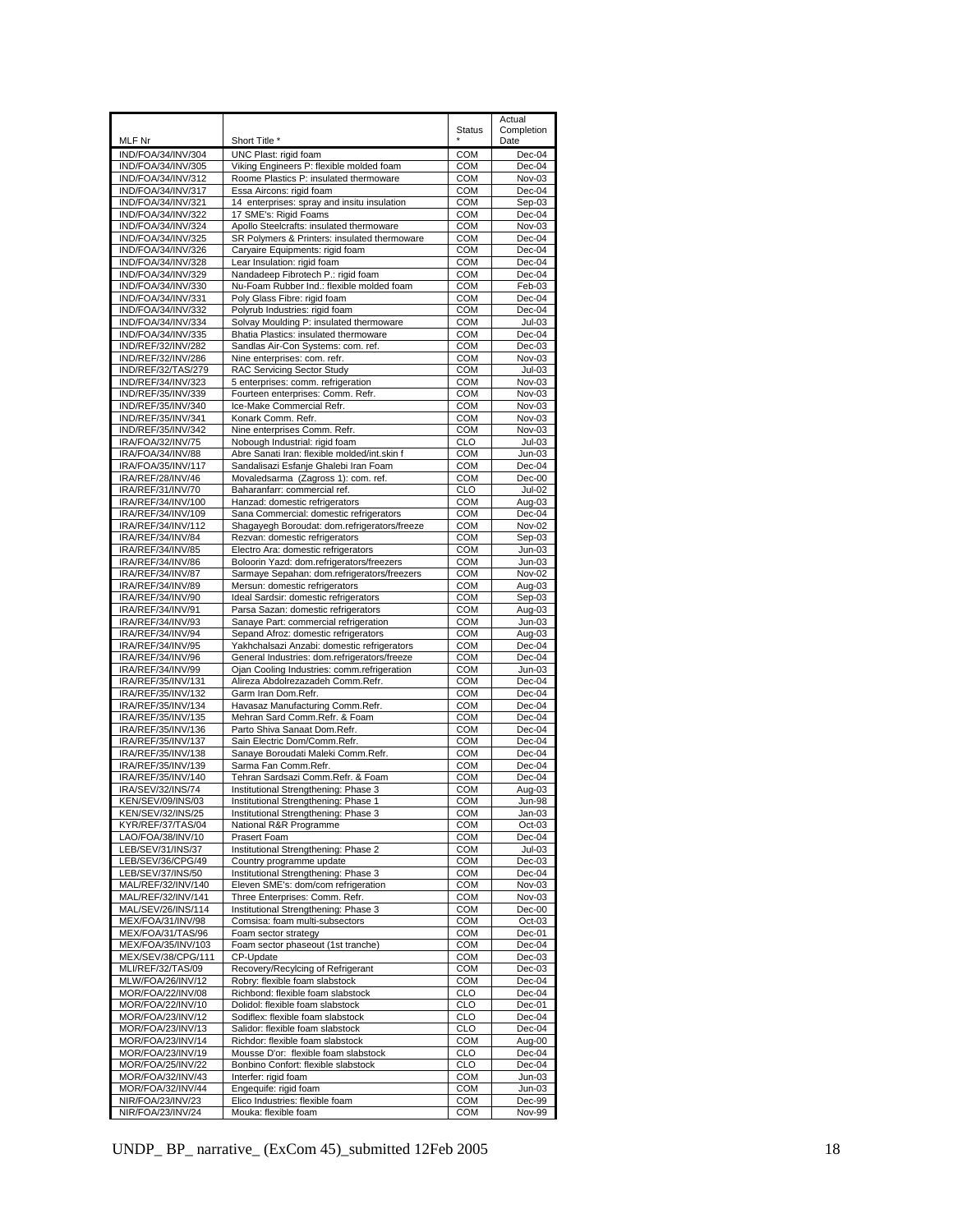| MLF Nr | Short Title * | Status * | Actual Completion Date |
|---|---|---|---|
| IND/FOA/34/INV/304 | UNC Plast: rigid foam | COM | Dec-04 |
| IND/FOA/34/INV/305 | Viking Engineers P: flexible molded foam | COM | Dec-04 |
| IND/FOA/34/INV/312 | Roome Plastics P: insulated thermoware | COM | Nov-03 |
| IND/FOA/34/INV/317 | Essa Aircons: rigid foam | COM | Dec-04 |
| IND/FOA/34/INV/321 | 14 enterprises: spray and insitu insulation | COM | Sep-03 |
| IND/FOA/34/INV/322 | 17 SME's: Rigid Foams | COM | Dec-04 |
| IND/FOA/34/INV/324 | Apollo Steelcrafts: insulated thermoware | COM | Nov-03 |
| IND/FOA/34/INV/325 | SR Polymers & Printers: insulated thermoware | COM | Dec-04 |
| IND/FOA/34/INV/326 | Caryaire Equipments: rigid foam | COM | Dec-04 |
| IND/FOA/34/INV/328 | Lear Insulation: rigid foam | COM | Dec-04 |
| IND/FOA/34/INV/329 | Nandadeep Fibrotech P.: rigid foam | COM | Dec-04 |
| IND/FOA/34/INV/330 | Nu-Foam Rubber Ind.: flexible molded foam | COM | Feb-03 |
| IND/FOA/34/INV/331 | Poly Glass Fibre: rigid foam | COM | Dec-04 |
| IND/FOA/34/INV/332 | Polyrub Industries: rigid foam | COM | Dec-04 |
| IND/FOA/34/INV/334 | Solvay Moulding P: insulated thermoware | COM | Jul-03 |
| IND/FOA/34/INV/335 | Bhatia Plastics: insulated thermoware | COM | Dec-04 |
| IND/REF/32/INV/282 | Sandlas Air-Con Systems: com. ref. | COM | Dec-03 |
| IND/REF/32/INV/286 | Nine enterprises: com. refr. | COM | Nov-03 |
| IND/REF/32/TAS/279 | RAC Servicing Sector Study | COM | Jul-03 |
| IND/REF/34/INV/323 | 5 enterprises: comm. refrigeration | COM | Nov-03 |
| IND/REF/35/INV/339 | Fourteen enterprises: Comm. Refr. | COM | Nov-03 |
| IND/REF/35/INV/340 | Ice-Make Commercial Refr. | COM | Nov-03 |
| IND/REF/35/INV/341 | Konark Comm. Refr. | COM | Nov-03 |
| IND/REF/35/INV/342 | Nine enterprises Comm. Refr. | COM | Nov-03 |
| IRA/FOA/32/INV/75 | Nobough Industrial: rigid foam | CLO | Jul-03 |
| IRA/FOA/34/INV/88 | Abre Sanati Iran: flexible molded/int.skin f | COM | Jun-03 |
| IRA/FOA/35/INV/117 | Sandalisazi Esfanje Ghalebi Iran Foam | COM | Dec-04 |
| IRA/REF/28/INV/46 | Movaledsarma (Zagross 1): com. ref. | COM | Dec-00 |
| IRA/REF/31/INV/70 | Baharanfarr: commercial ref. | CLO | Jul-02 |
| IRA/REF/34/INV/100 | Hanzad: domestic refrigerators | COM | Aug-03 |
| IRA/REF/34/INV/109 | Sana Commercial: domestic refrigerators | COM | Dec-04 |
| IRA/REF/34/INV/112 | Shagayegh Boroudat: dom.refrigerators/freeze | COM | Nov-02 |
| IRA/REF/34/INV/84 | Rezvan: domestic refrigerators | COM | Sep-03 |
| IRA/REF/34/INV/85 | Electro Ara: domestic refrigerators | COM | Jun-03 |
| IRA/REF/34/INV/86 | Boloorin Yazd: dom.refrigerators/freezers | COM | Jun-03 |
| IRA/REF/34/INV/87 | Sarmaye Sepahan: dom.refrigerators/freezers | COM | Nov-02 |
| IRA/REF/34/INV/89 | Mersun: domestic refrigerators | COM | Aug-03 |
| IRA/REF/34/INV/90 | Ideal Sardsir: domestic refrigerators | COM | Sep-03 |
| IRA/REF/34/INV/91 | Parsa Sazan: domestic refrigerators | COM | Aug-03 |
| IRA/REF/34/INV/93 | Sanaye Part: commercial refrigeration | COM | Jun-03 |
| IRA/REF/34/INV/94 | Sepand Afroz: domestic refrigerators | COM | Aug-03 |
| IRA/REF/34/INV/95 | Yakhchalsazi Anzabi: domestic refrigerators | COM | Dec-04 |
| IRA/REF/34/INV/96 | General Industries: dom.refrigerators/freeze | COM | Dec-04 |
| IRA/REF/34/INV/99 | Ojan Cooling Industries: comm.refrigeration | COM | Jun-03 |
| IRA/REF/35/INV/131 | Alireza Abdolrezazadeh Comm.Refr. | COM | Dec-04 |
| IRA/REF/35/INV/132 | Garm Iran Dom.Refr. | COM | Dec-04 |
| IRA/REF/35/INV/134 | Havasaz Manufacturing Comm.Refr. | COM | Dec-04 |
| IRA/REF/35/INV/135 | Mehran Sard Comm.Refr. & Foam | COM | Dec-04 |
| IRA/REF/35/INV/136 | Parto Shiva Sanaat Dom.Refr. | COM | Dec-04 |
| IRA/REF/35/INV/137 | Sain Electric Dom/Comm.Refr. | COM | Dec-04 |
| IRA/REF/35/INV/138 | Sanaye Boroudati Maleki Comm.Refr. | COM | Dec-04 |
| IRA/REF/35/INV/139 | Sarma Fan Comm.Refr. | COM | Dec-04 |
| IRA/REF/35/INV/140 | Tehran Sardsazi Comm.Refr. & Foam | COM | Dec-04 |
| IRA/SEV/32/INS/74 | Institutional Strengthening: Phase 3 | COM | Aug-03 |
| KEN/SEV/09/INS/03 | Institutional Strengthening: Phase 1 | COM | Jun-98 |
| KEN/SEV/32/INS/25 | Institutional Strengthening: Phase 3 | COM | Jan-03 |
| KYR/REF/37/TAS/04 | National R&R Programme | COM | Oct-03 |
| LAO/FOA/38/INV/10 | Prasert Foam | COM | Dec-04 |
| LEB/SEV/31/INS/37 | Institutional Strengthening: Phase 2 | COM | Jul-03 |
| LEB/SEV/36/CPG/49 | Country programme update | COM | Dec-03 |
| LEB/SEV/37/INS/50 | Institutional Strengthening: Phase 3 | COM | Dec-04 |
| MAL/REF/32/INV/140 | Eleven SME's: dom/com refrigeration | COM | Nov-03 |
| MAL/REF/32/INV/141 | Three Enterprises: Comm. Refr. | COM | Nov-03 |
| MAL/SEV/26/INS/114 | Institutional Strengthening: Phase 3 | COM | Dec-00 |
| MEX/FOA/31/INV/98 | Comsisa: foam multi-subsectors | COM | Oct-03 |
| MEX/FOA/31/TAS/96 | Foam sector strategy | COM | Dec-01 |
| MEX/FOA/35/INV/103 | Foam sector phaseout (1st tranche) | COM | Dec-04 |
| MEX/SEV/38/CPG/111 | CP-Update | COM | Dec-03 |
| MLI/REF/32/TAS/09 | Recovery/Recylcing of Refrigerant | COM | Dec-03 |
| MLW/FOA/26/INV/12 | Robry: flexible foam slabstock | COM | Dec-04 |
| MOR/FOA/22/INV/08 | Richbond: flexible foam slabstock | CLO | Dec-04 |
| MOR/FOA/22/INV/10 | Dolidol: flexible foam slabstock | CLO | Dec-01 |
| MOR/FOA/23/INV/12 | Sodiflex: flexible foam slabstock | CLO | Dec-04 |
| MOR/FOA/23/INV/13 | Salidor: flexible foam slabstock | CLO | Dec-04 |
| MOR/FOA/23/INV/14 | Richdor: flexible foam slabstock | COM | Aug-00 |
| MOR/FOA/23/INV/19 | Mousse D'or: flexible foam slabstock | CLO | Dec-04 |
| MOR/FOA/25/INV/22 | Bonbino Confort: flexible slabstock | CLO | Dec-04 |
| MOR/FOA/32/INV/43 | Interfer: rigid foam | COM | Jun-03 |
| MOR/FOA/32/INV/44 | Engequife: rigid foam | COM | Jun-03 |
| NIR/FOA/23/INV/23 | Elico Industries: flexible foam | COM | Dec-99 |
| NIR/FOA/23/INV/24 | Mouka: flexible foam | COM | Nov-99 |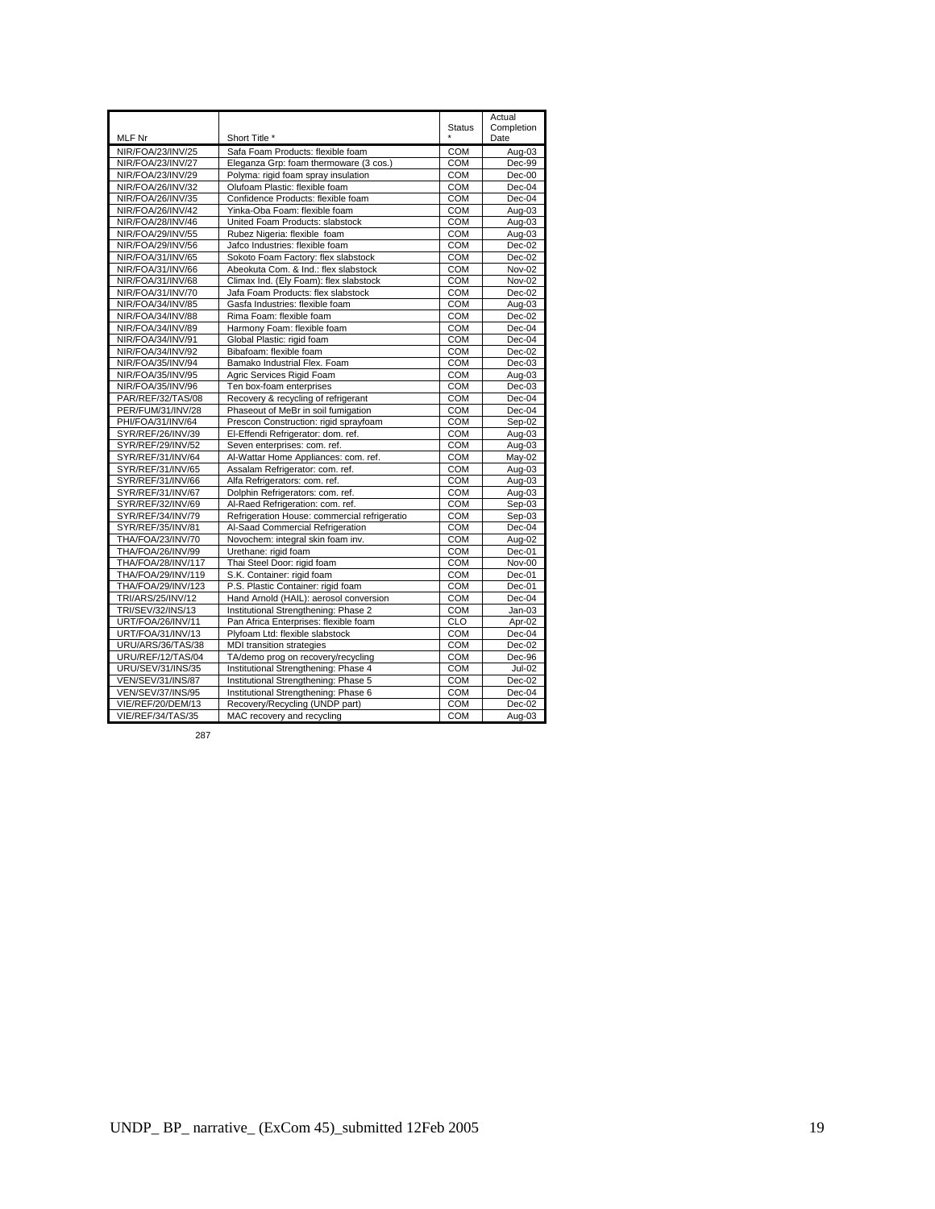| MLF Nr | Short Title * | Status * | Actual Completion Date |
|---|---|---|---|
| NIR/FOA/23/INV/25 | Safa Foam Products: flexible foam | COM | Aug-03 |
| NIR/FOA/23/INV/27 | Eleganza Grp: foam thermoware (3 cos.) | COM | Dec-99 |
| NIR/FOA/23/INV/29 | Polyma: rigid foam spray insulation | COM | Dec-00 |
| NIR/FOA/26/INV/32 | Olufoam Plastic: flexible foam | COM | Dec-04 |
| NIR/FOA/26/INV/35 | Confidence Products: flexible foam | COM | Dec-04 |
| NIR/FOA/26/INV/42 | Yinka-Oba Foam: flexible foam | COM | Aug-03 |
| NIR/FOA/28/INV/46 | United Foam Products: slabstock | COM | Aug-03 |
| NIR/FOA/29/INV/55 | Rubez Nigeria: flexible foam | COM | Aug-03 |
| NIR/FOA/29/INV/56 | Jafco Industries: flexible foam | COM | Dec-02 |
| NIR/FOA/31/INV/65 | Sokoto Foam Factory: flex slabstock | COM | Dec-02 |
| NIR/FOA/31/INV/66 | Abeokuta Com. & Ind.: flex slabstock | COM | Nov-02 |
| NIR/FOA/31/INV/68 | Climax Ind. (Ely Foam): flex slabstock | COM | Nov-02 |
| NIR/FOA/31/INV/70 | Jafa Foam Products: flex slabstock | COM | Dec-02 |
| NIR/FOA/34/INV/85 | Gasfa Industries: flexible foam | COM | Aug-03 |
| NIR/FOA/34/INV/88 | Rima Foam: flexible foam | COM | Dec-02 |
| NIR/FOA/34/INV/89 | Harmony Foam: flexible foam | COM | Dec-04 |
| NIR/FOA/34/INV/91 | Global Plastic: rigid foam | COM | Dec-04 |
| NIR/FOA/34/INV/92 | Bibafoam: flexible foam | COM | Dec-02 |
| NIR/FOA/35/INV/94 | Bamako Industrial Flex. Foam | COM | Dec-03 |
| NIR/FOA/35/INV/95 | Agric Services Rigid Foam | COM | Aug-03 |
| NIR/FOA/35/INV/96 | Ten box-foam enterprises | COM | Dec-03 |
| PAR/REF/32/TAS/08 | Recovery & recycling of refrigerant | COM | Dec-04 |
| PER/FUM/31/INV/28 | Phaseout of MeBr in soil fumigation | COM | Dec-04 |
| PHI/FOA/31/INV/64 | Prescon Construction: rigid sprayfoam | COM | Sep-02 |
| SYR/REF/26/INV/39 | El-Effendi Refrigerator: dom. ref. | COM | Aug-03 |
| SYR/REF/29/INV/52 | Seven enterprises: com. ref. | COM | Aug-03 |
| SYR/REF/31/INV/64 | Al-Wattar Home Appliances: com. ref. | COM | May-02 |
| SYR/REF/31/INV/65 | Assalam Refrigerator: com. ref. | COM | Aug-03 |
| SYR/REF/31/INV/66 | Alfa Refrigerators: com. ref. | COM | Aug-03 |
| SYR/REF/31/INV/67 | Dolphin Refrigerators: com. ref. | COM | Aug-03 |
| SYR/REF/32/INV/69 | Al-Raed Refrigeration: com. ref. | COM | Sep-03 |
| SYR/REF/34/INV/79 | Refrigeration House: commercial refrigeratio | COM | Sep-03 |
| SYR/REF/35/INV/81 | Al-Saad Commercial Refrigeration | COM | Dec-04 |
| THA/FOA/23/INV/70 | Novochem: integral skin foam inv. | COM | Aug-02 |
| THA/FOA/26/INV/99 | Urethane: rigid foam | COM | Dec-01 |
| THA/FOA/28/INV/117 | Thai Steel Door: rigid foam | COM | Nov-00 |
| THA/FOA/29/INV/119 | S.K. Container: rigid foam | COM | Dec-01 |
| THA/FOA/29/INV/123 | P.S. Plastic Container: rigid foam | COM | Dec-01 |
| TRI/ARS/25/INV/12 | Hand Arnold (HAIL): aerosol conversion | COM | Dec-04 |
| TRI/SEV/32/INS/13 | Institutional Strengthening: Phase 2 | COM | Jan-03 |
| URT/FOA/26/INV/11 | Pan Africa Enterprises: flexible foam | CLO | Apr-02 |
| URT/FOA/31/INV/13 | Plyfoam Ltd: flexible slabstock | COM | Dec-04 |
| URU/ARS/36/TAS/38 | MDI transition strategies | COM | Dec-02 |
| URU/REF/12/TAS/04 | TA/demo prog on recovery/recycling | COM | Dec-96 |
| URU/SEV/31/INS/35 | Institutional Strengthening: Phase 4 | COM | Jul-02 |
| VEN/SEV/31/INS/87 | Institutional Strengthening: Phase 5 | COM | Dec-02 |
| VEN/SEV/37/INS/95 | Institutional Strengthening: Phase 6 | COM | Dec-04 |
| VIE/REF/20/DEM/13 | Recovery/Recycling (UNDP part) | COM | Dec-02 |
| VIE/REF/34/TAS/35 | MAC recovery and recycling | COM | Aug-03 |

287